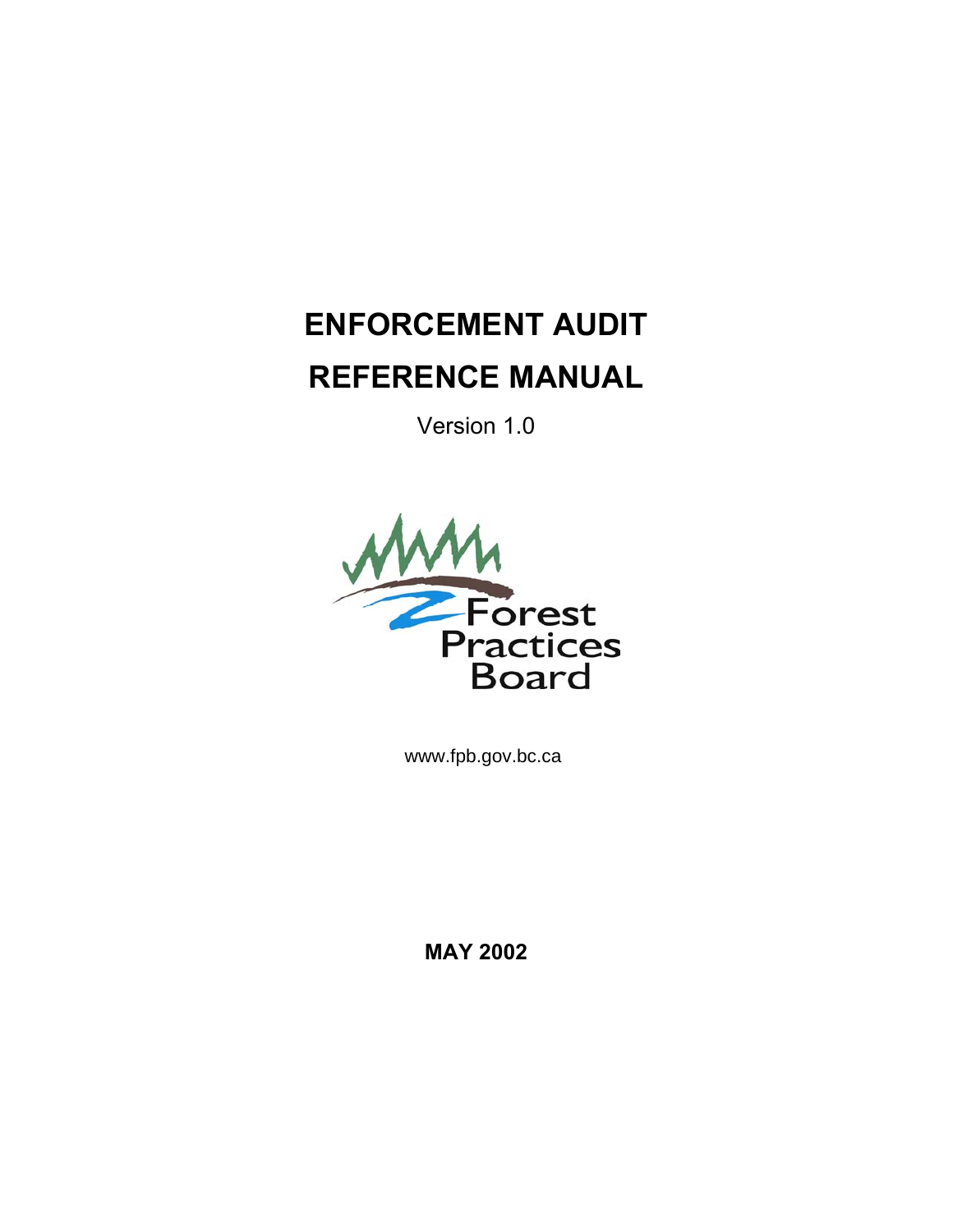# ENFORCEMENT AUDIT

# REFERENCE MANUAL

Version 1.0

Forest Practices Board

www.fpb.gov.bc.ca

**MAY 2002**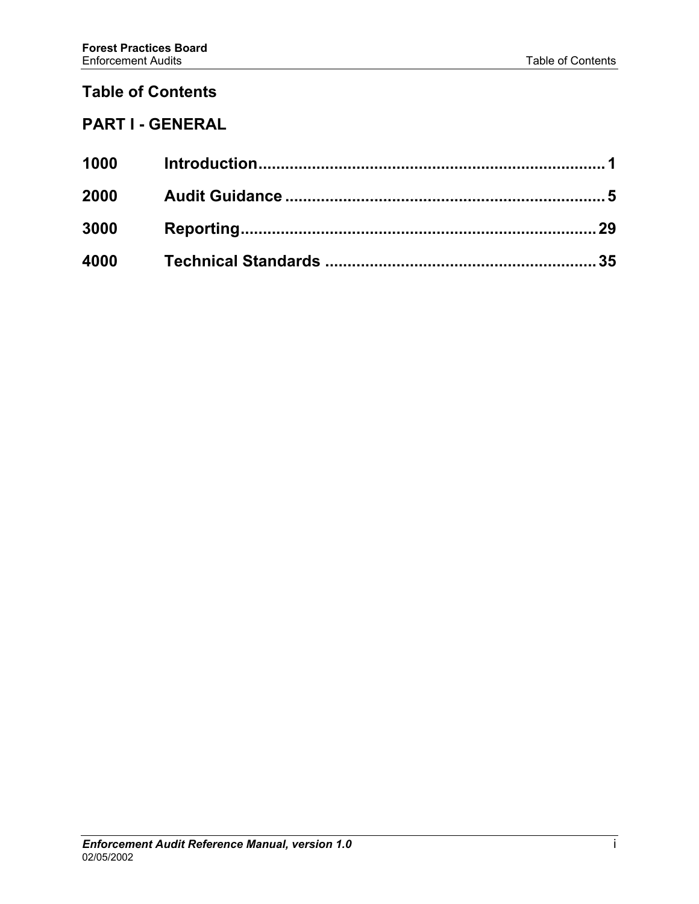# Table of Contents

## PART I - GENERAL

| | | |
|---|---|---|
| **1000** | **Introduction** | **1** |
| **2000** | **Audit Guidance** | **5** |
| **3000** | **Reporting** | **29** |
| **4000** | **Technical Standards** | **35** |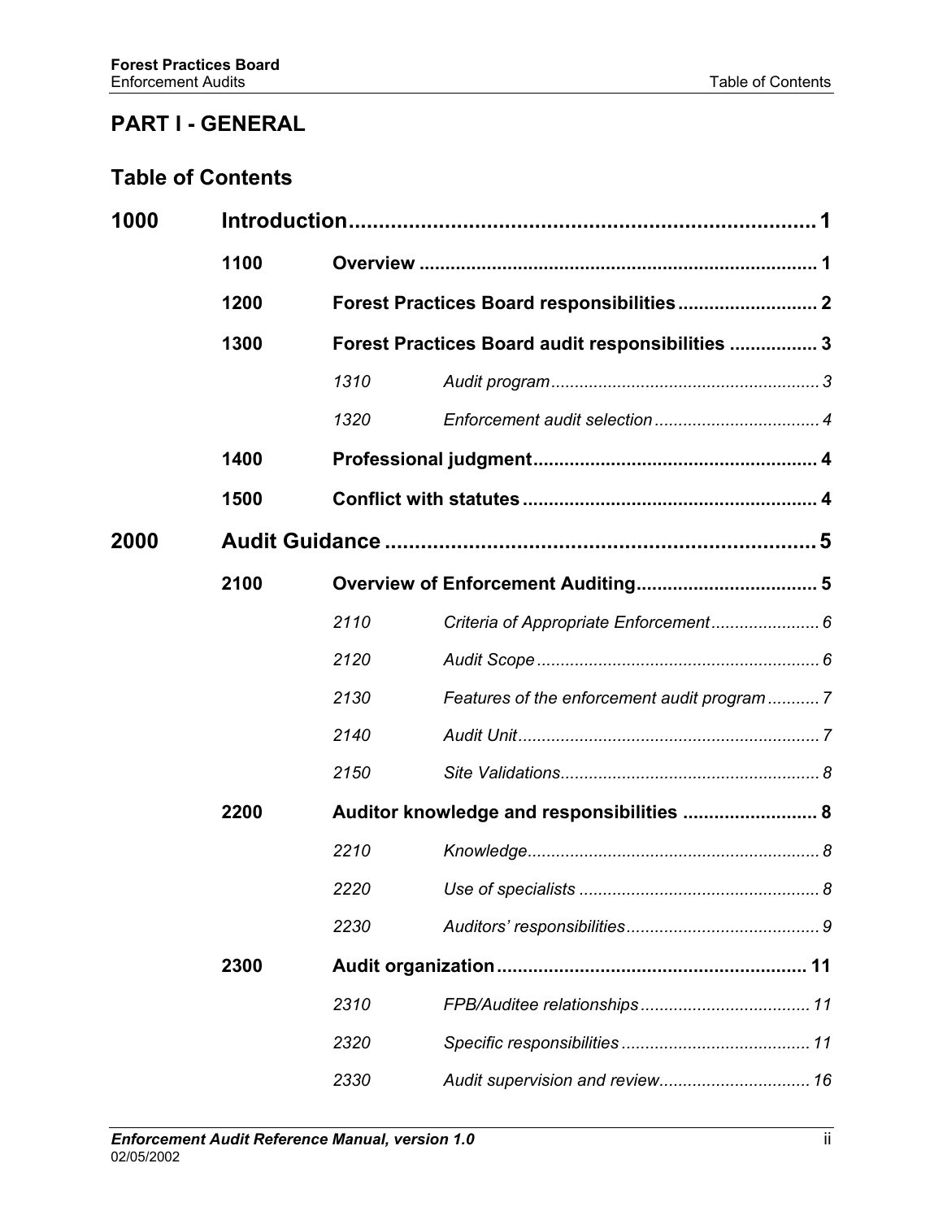## PART I - GENERAL

## Table of Contents

| | | | | |
|---|---|---|---|---|
| **1000** | **Introduction** | | | **1** |
| | **1100** | **Overview** | | **1** |
| | **1200** | **Forest Practices Board responsibilities** | | **2** |
| | **1300** | **Forest Practices Board audit responsibilities** | | **3** |
| | | *1310* | *Audit program* | *3* |
| | | *1320* | *Enforcement audit selection* | *4* |
| | **1400** | **Professional judgment** | | **4** |
| | **1500** | **Conflict with statutes** | | **4** |
| **2000** | **Audit Guidance** | | | **5** |
| | **2100** | **Overview of Enforcement Auditing** | | **5** |
| | | *2110* | *Criteria of Appropriate Enforcement* | *6* |
| | | *2120* | *Audit Scope* | *6* |
| | | *2130* | *Features of the enforcement audit program* | *7* |
| | | *2140* | *Audit Unit* | *7* |
| | | *2150* | *Site Validations* | *8* |
| | **2200** | **Auditor knowledge and responsibilities** | | **8** |
| | | *2210* | *Knowledge* | *8* |
| | | *2220* | *Use of specialists* | *8* |
| | | *2230* | *Auditors' responsibilities* | *9* |
| | **2300** | **Audit organization** | | **11** |
| | | *2310* | *FPB/Auditee relationships* | *11* |
| | | *2320* | *Specific responsibilities* | *11* |
| | | *2330* | *Audit supervision and review* | *16* |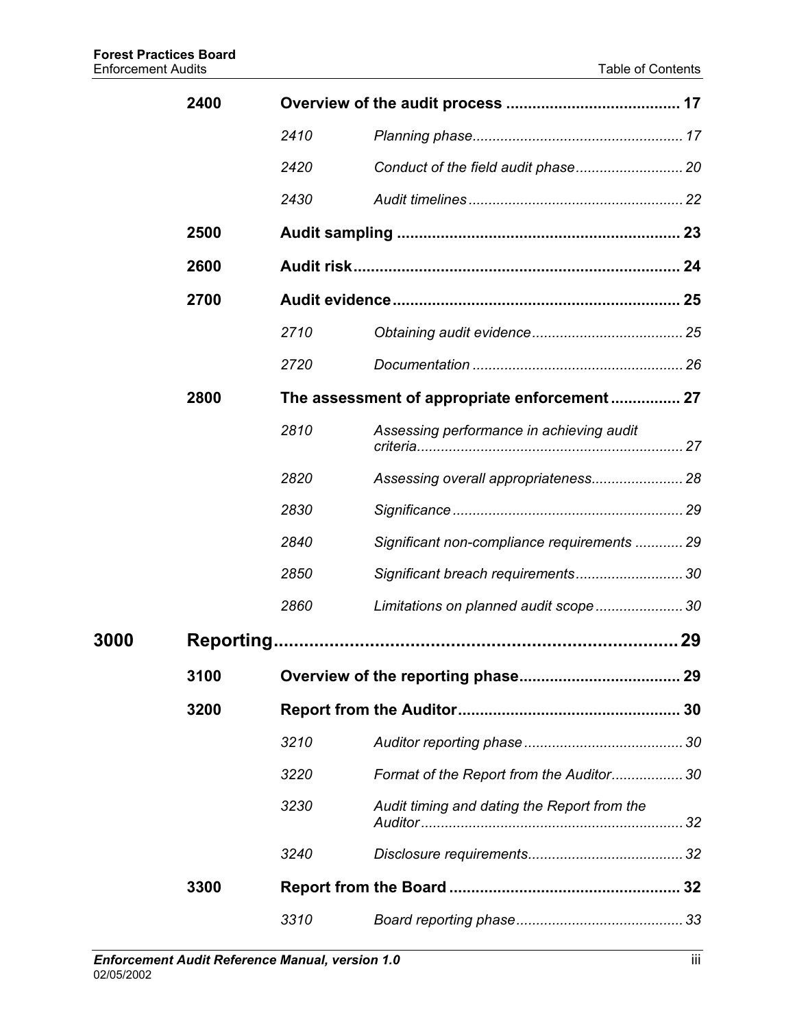| | | | |
|---|---|---|---|
| | **2400** | **Overview of the audit process** | **17** |
| | | *2410* *Planning phase* | *17* |
| | | *2420* *Conduct of the field audit phase* | *20* |
| | | *2430* *Audit timelines* | *22* |
| | **2500** | **Audit sampling** | **23** |
| | **2600** | **Audit risk** | **24** |
| | **2700** | **Audit evidence** | **25** |
| | | *2710* *Obtaining audit evidence* | *25* |
| | | *2720* *Documentation* | *26* |
| | **2800** | **The assessment of appropriate enforcement** | **27** |
| | | *2810* *Assessing performance in achieving audit criteria* | *27* |
| | | *2820* *Assessing overall appropriateness* | *28* |
| | | *2830* *Significance* | *29* |
| | | *2840* *Significant non-compliance requirements* | *29* |
| | | *2850* *Significant breach requirements* | *30* |
| | | *2860* *Limitations on planned audit scope* | *30* |
| **3000** | **Reporting** | | **29** |
| | **3100** | **Overview of the reporting phase** | **29** |
| | **3200** | **Report from the Auditor** | **30** |
| | | *3210* *Auditor reporting phase* | *30* |
| | | *3220* *Format of the Report from the Auditor* | *30* |
| | | *3230* *Audit timing and dating the Report from the Auditor* | *32* |
| | | *3240* *Disclosure requirements* | *32* |
| | **3300** | **Report from the Board** | **32** |
| | | *3310* *Board reporting phase* | *33* |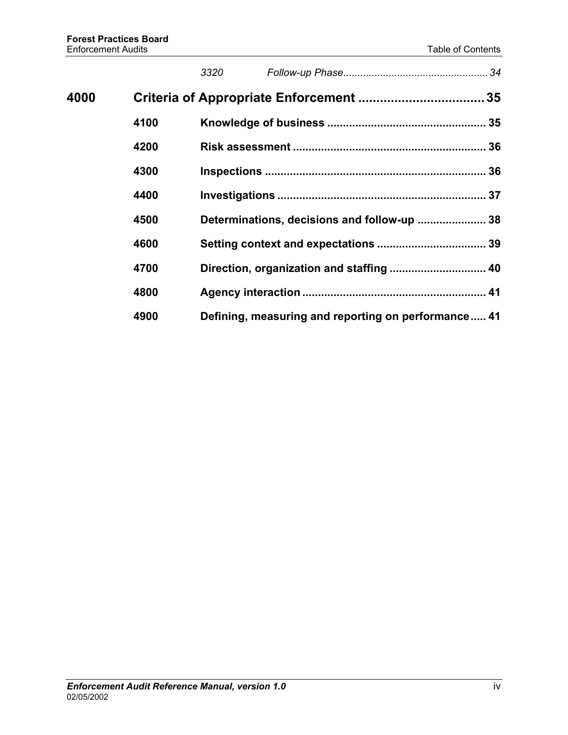*3320 Follow-up Phase .................................................. 34*

**4000 Criteria of Appropriate Enforcement .................................. 35**

**4100 Knowledge of business .................................................. 35**

**4200 Risk assessment ............................................................ 36**

**4300 Inspections ..................................................................... 36**

**4400 Investigations ................................................................. 37**

**4500 Determinations, decisions and follow-up ...................... 38**

**4600 Setting context and expectations .................................. 39**

**4700 Direction, organization and staffing ............................... 40**

**4800 Agency interaction .......................................................... 41**

**4900 Defining, measuring and reporting on performance ..... 41**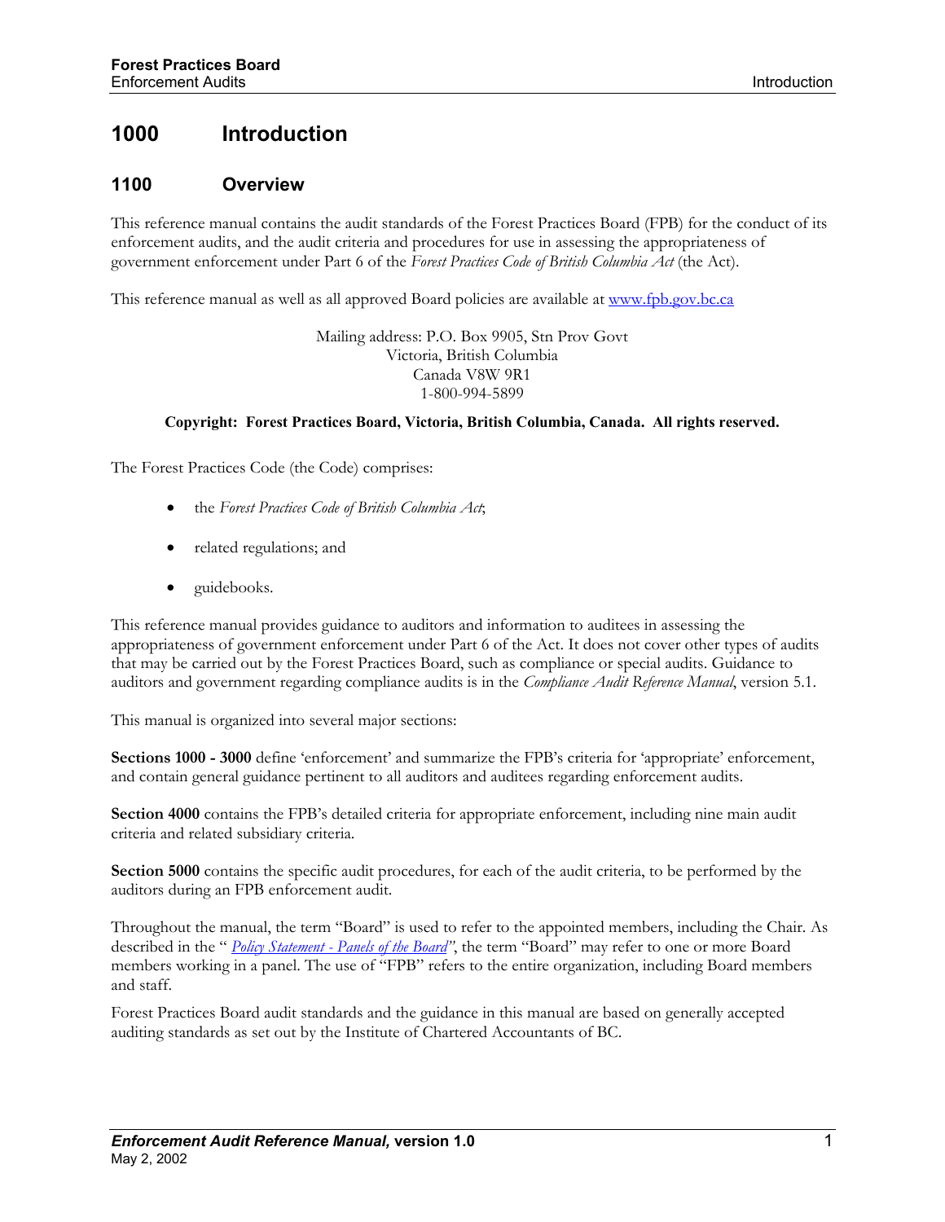# 1000 Introduction

## 1100 Overview

This reference manual contains the audit standards of the Forest Practices Board (FPB) for the conduct of its enforcement audits, and the audit criteria and procedures for use in assessing the appropriateness of government enforcement under Part 6 of the *Forest Practices Code of British Columbia Act* (the Act).

This reference manual as well as all approved Board policies are available at www.fpb.gov.bc.ca

Mailing address: P.O. Box 9905, Stn Prov Govt
Victoria, British Columbia
Canada V8W 9R1
1-800-994-5899

**Copyright: Forest Practices Board, Victoria, British Columbia, Canada. All rights reserved.**

The Forest Practices Code (the Code) comprises:

- the *Forest Practices Code of British Columbia Act*;
- related regulations; and
- guidebooks.

This reference manual provides guidance to auditors and information to auditees in assessing the appropriateness of government enforcement under Part 6 of the Act. It does not cover other types of audits that may be carried out by the Forest Practices Board, such as compliance or special audits. Guidance to auditors and government regarding compliance audits is in the *Compliance Audit Reference Manual*, version 5.1.

This manual is organized into several major sections:

**Sections 1000 - 3000** define 'enforcement' and summarize the FPB's criteria for 'appropriate' enforcement, and contain general guidance pertinent to all auditors and auditees regarding enforcement audits.

**Section 4000** contains the FPB's detailed criteria for appropriate enforcement, including nine main audit criteria and related subsidiary criteria.

**Section 5000** contains the specific audit procedures, for each of the audit criteria, to be performed by the auditors during an FPB enforcement audit.

Throughout the manual, the term "Board" is used to refer to the appointed members, including the Chair. As described in the " *Policy Statement - Panels of the Board*", the term "Board" may refer to one or more Board members working in a panel. The use of "FPB" refers to the entire organization, including Board members and staff.

Forest Practices Board audit standards and the guidance in this manual are based on generally accepted auditing standards as set out by the Institute of Chartered Accountants of BC.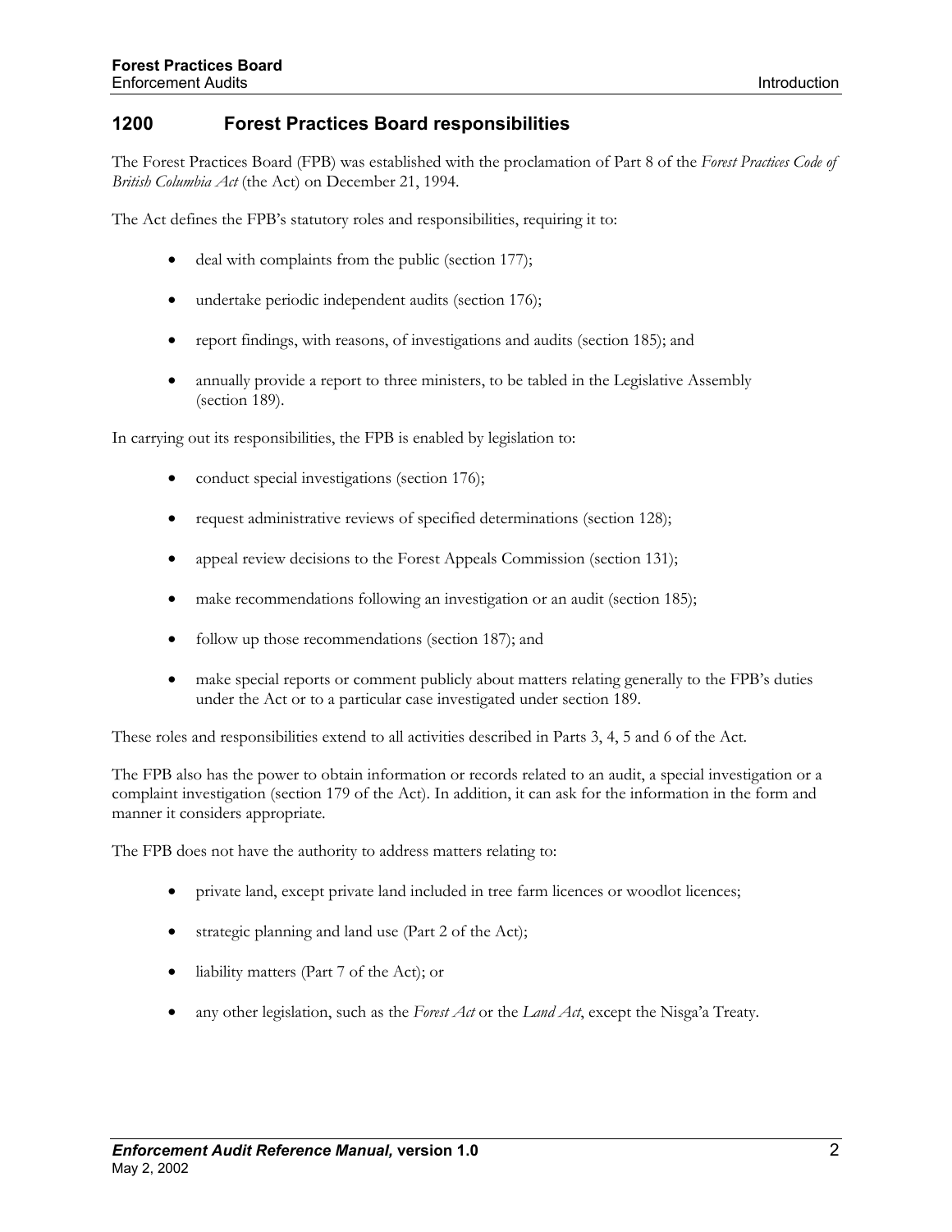## 1200 Forest Practices Board responsibilities

The Forest Practices Board (FPB) was established with the proclamation of Part 8 of the *Forest Practices Code of British Columbia Act* (the Act) on December 21, 1994.

The Act defines the FPB's statutory roles and responsibilities, requiring it to:

- deal with complaints from the public (section 177);
- undertake periodic independent audits (section 176);
- report findings, with reasons, of investigations and audits (section 185); and
- annually provide a report to three ministers, to be tabled in the Legislative Assembly (section 189).

In carrying out its responsibilities, the FPB is enabled by legislation to:

- conduct special investigations (section 176);
- request administrative reviews of specified determinations (section 128);
- appeal review decisions to the Forest Appeals Commission (section 131);
- make recommendations following an investigation or an audit (section 185);
- follow up those recommendations (section 187); and
- make special reports or comment publicly about matters relating generally to the FPB's duties under the Act or to a particular case investigated under section 189.

These roles and responsibilities extend to all activities described in Parts 3, 4, 5 and 6 of the Act.

The FPB also has the power to obtain information or records related to an audit, a special investigation or a complaint investigation (section 179 of the Act). In addition, it can ask for the information in the form and manner it considers appropriate.

The FPB does not have the authority to address matters relating to:

- private land, except private land included in tree farm licences or woodlot licences;
- strategic planning and land use (Part 2 of the Act);
- liability matters (Part 7 of the Act); or
- any other legislation, such as the *Forest Act* or the *Land Act*, except the Nisga'a Treaty.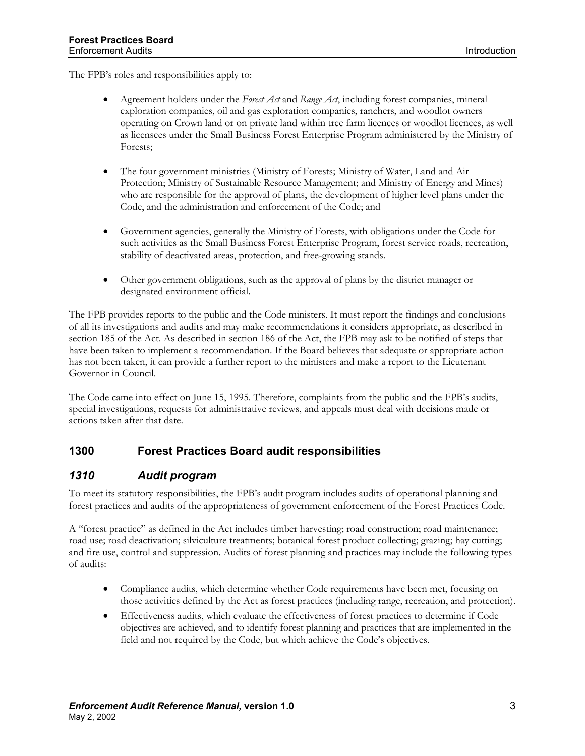The FPB's roles and responsibilities apply to:

- Agreement holders under the *Forest Act* and *Range Act*, including forest companies, mineral exploration companies, oil and gas exploration companies, ranchers, and woodlot owners operating on Crown land or on private land within tree farm licences or woodlot licences, as well as licensees under the Small Business Forest Enterprise Program administered by the Ministry of Forests;

- The four government ministries (Ministry of Forests; Ministry of Water, Land and Air Protection; Ministry of Sustainable Resource Management; and Ministry of Energy and Mines) who are responsible for the approval of plans, the development of higher level plans under the Code, and the administration and enforcement of the Code; and

- Government agencies, generally the Ministry of Forests, with obligations under the Code for such activities as the Small Business Forest Enterprise Program, forest service roads, recreation, stability of deactivated areas, protection, and free-growing stands.

- Other government obligations, such as the approval of plans by the district manager or designated environment official.

The FPB provides reports to the public and the Code ministers. It must report the findings and conclusions of all its investigations and audits and may make recommendations it considers appropriate, as described in section 185 of the Act. As described in section 186 of the Act, the FPB may ask to be notified of steps that have been taken to implement a recommendation. If the Board believes that adequate or appropriate action has not been taken, it can provide a further report to the ministers and make a report to the Lieutenant Governor in Council.

The Code came into effect on June 15, 1995. Therefore, complaints from the public and the FPB's audits, special investigations, requests for administrative reviews, and appeals must deal with decisions made or actions taken after that date.

## 1300 Forest Practices Board audit responsibilities

### *1310 Audit program*

To meet its statutory responsibilities, the FPB's audit program includes audits of operational planning and forest practices and audits of the appropriateness of government enforcement of the Forest Practices Code.

A "forest practice" as defined in the Act includes timber harvesting; road construction; road maintenance; road use; road deactivation; silviculture treatments; botanical forest product collecting; grazing; hay cutting; and fire use, control and suppression. Audits of forest planning and practices may include the following types of audits:

- Compliance audits, which determine whether Code requirements have been met, focusing on those activities defined by the Act as forest practices (including range, recreation, and protection).
- Effectiveness audits, which evaluate the effectiveness of forest practices to determine if Code objectives are achieved, and to identify forest planning and practices that are implemented in the field and not required by the Code, but which achieve the Code's objectives.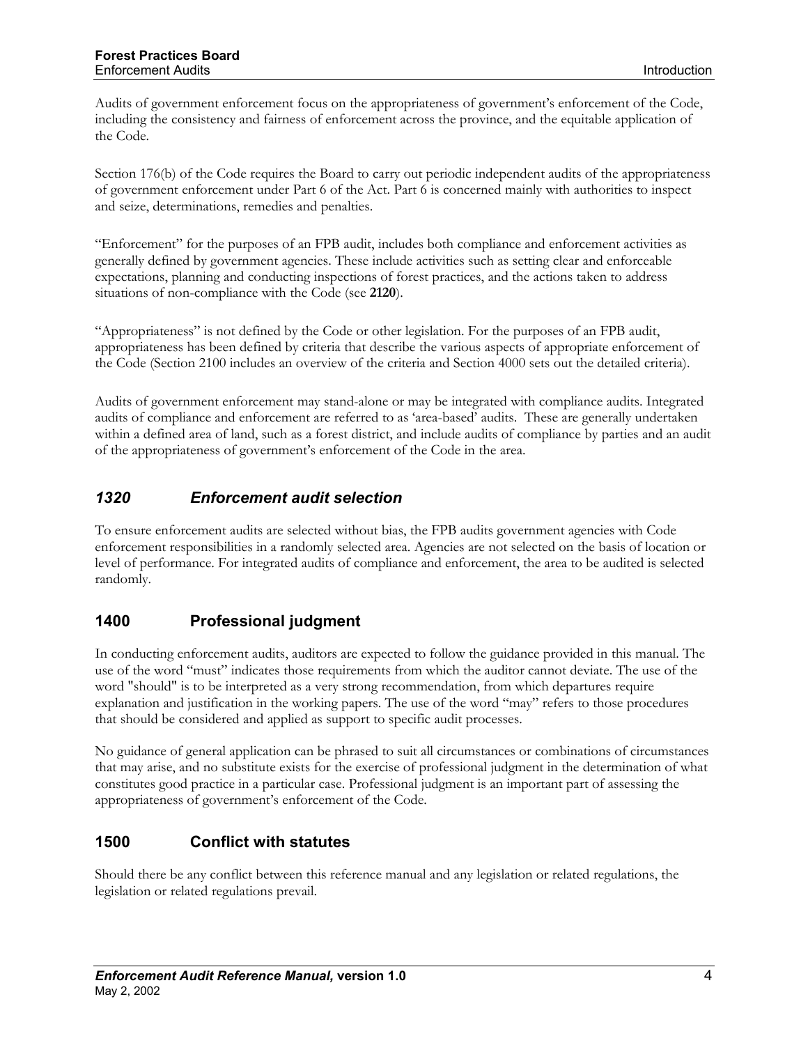Audits of government enforcement focus on the appropriateness of government's enforcement of the Code, including the consistency and fairness of enforcement across the province, and the equitable application of the Code.

Section 176(b) of the Code requires the Board to carry out periodic independent audits of the appropriateness of government enforcement under Part 6 of the Act. Part 6 is concerned mainly with authorities to inspect and seize, determinations, remedies and penalties.

"Enforcement" for the purposes of an FPB audit, includes both compliance and enforcement activities as generally defined by government agencies. These include activities such as setting clear and enforceable expectations, planning and conducting inspections of forest practices, and the actions taken to address situations of non-compliance with the Code (see **2120**).

"Appropriateness" is not defined by the Code or other legislation. For the purposes of an FPB audit, appropriateness has been defined by criteria that describe the various aspects of appropriate enforcement of the Code (Section 2100 includes an overview of the criteria and Section 4000 sets out the detailed criteria).

Audits of government enforcement may stand-alone or may be integrated with compliance audits. Integrated audits of compliance and enforcement are referred to as 'area-based' audits. These are generally undertaken within a defined area of land, such as a forest district, and include audits of compliance by parties and an audit of the appropriateness of government's enforcement of the Code in the area.

### *1320 Enforcement audit selection*

To ensure enforcement audits are selected without bias, the FPB audits government agencies with Code enforcement responsibilities in a randomly selected area. Agencies are not selected on the basis of location or level of performance. For integrated audits of compliance and enforcement, the area to be audited is selected randomly.

## 1400 Professional judgment

In conducting enforcement audits, auditors are expected to follow the guidance provided in this manual. The use of the word "must" indicates those requirements from which the auditor cannot deviate. The use of the word "should" is to be interpreted as a very strong recommendation, from which departures require explanation and justification in the working papers. The use of the word "may" refers to those procedures that should be considered and applied as support to specific audit processes.

No guidance of general application can be phrased to suit all circumstances or combinations of circumstances that may arise, and no substitute exists for the exercise of professional judgment in the determination of what constitutes good practice in a particular case. Professional judgment is an important part of assessing the appropriateness of government's enforcement of the Code.

## 1500 Conflict with statutes

Should there be any conflict between this reference manual and any legislation or related regulations, the legislation or related regulations prevail.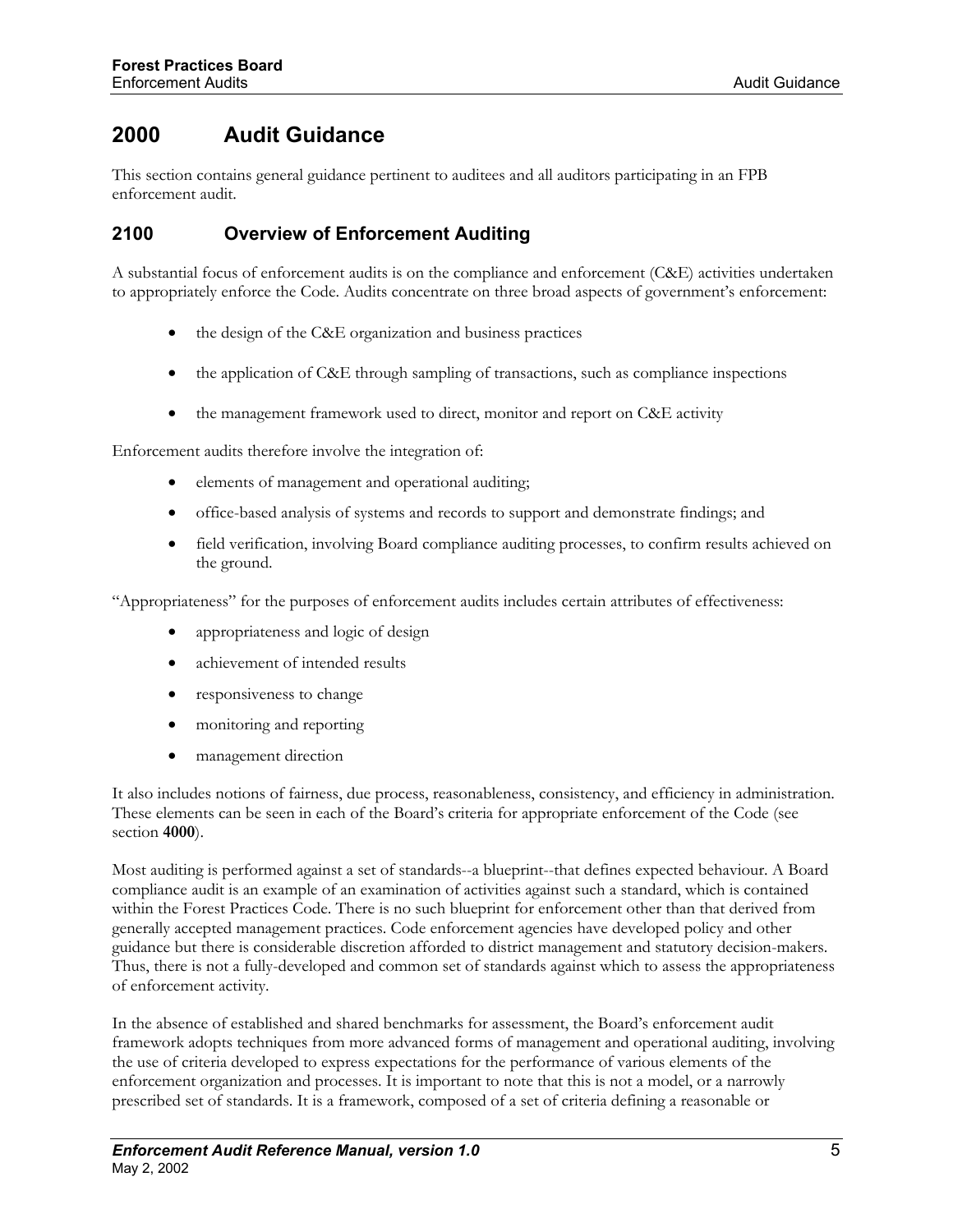# 2000 Audit Guidance

This section contains general guidance pertinent to auditees and all auditors participating in an FPB enforcement audit.

## 2100 Overview of Enforcement Auditing

A substantial focus of enforcement audits is on the compliance and enforcement (C&E) activities undertaken to appropriately enforce the Code. Audits concentrate on three broad aspects of government's enforcement:

- the design of the C&E organization and business practices
- the application of C&E through sampling of transactions, such as compliance inspections
- the management framework used to direct, monitor and report on C&E activity

Enforcement audits therefore involve the integration of:

- elements of management and operational auditing;
- office-based analysis of systems and records to support and demonstrate findings; and
- field verification, involving Board compliance auditing processes, to confirm results achieved on the ground.

"Appropriateness" for the purposes of enforcement audits includes certain attributes of effectiveness:

- appropriateness and logic of design
- achievement of intended results
- responsiveness to change
- monitoring and reporting
- management direction

It also includes notions of fairness, due process, reasonableness, consistency, and efficiency in administration. These elements can be seen in each of the Board's criteria for appropriate enforcement of the Code (see section **4000**).

Most auditing is performed against a set of standards--a blueprint--that defines expected behaviour. A Board compliance audit is an example of an examination of activities against such a standard, which is contained within the Forest Practices Code. There is no such blueprint for enforcement other than that derived from generally accepted management practices. Code enforcement agencies have developed policy and other guidance but there is considerable discretion afforded to district management and statutory decision-makers. Thus, there is not a fully-developed and common set of standards against which to assess the appropriateness of enforcement activity.

In the absence of established and shared benchmarks for assessment, the Board's enforcement audit framework adopts techniques from more advanced forms of management and operational auditing, involving the use of criteria developed to express expectations for the performance of various elements of the enforcement organization and processes. It is important to note that this is not a model, or a narrowly prescribed set of standards. It is a framework, composed of a set of criteria defining a reasonable or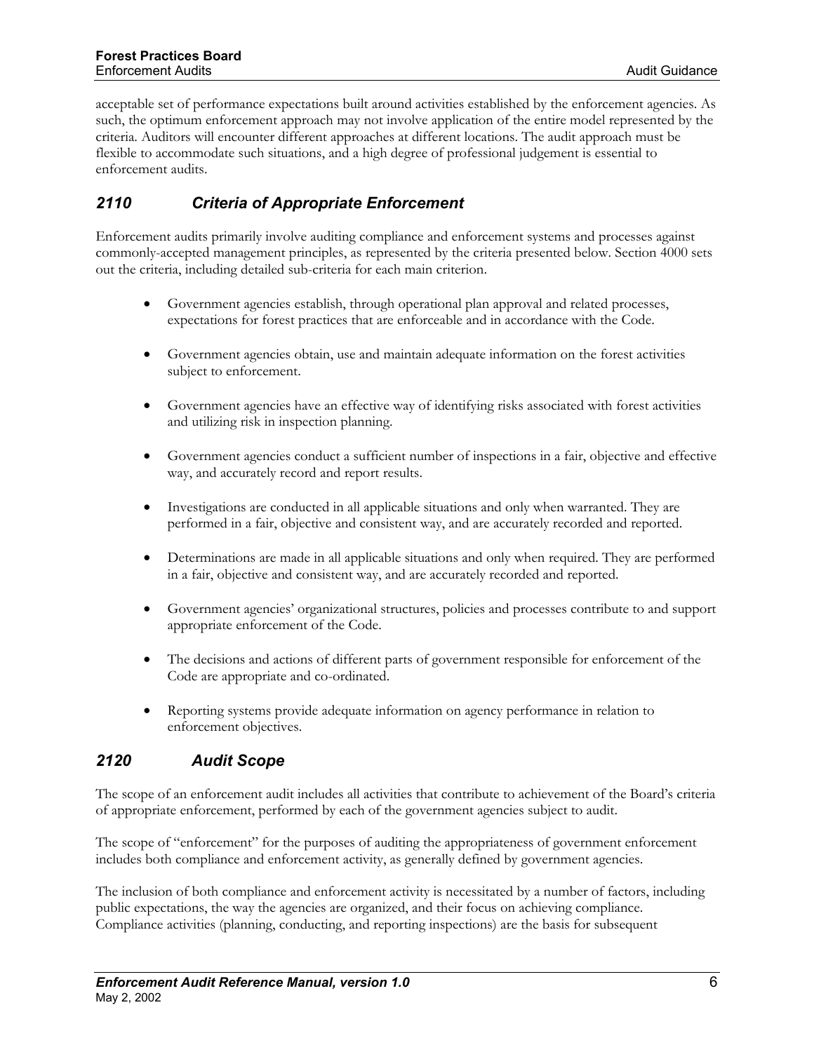acceptable set of performance expectations built around activities established by the enforcement agencies. As such, the optimum enforcement approach may not involve application of the entire model represented by the criteria. Auditors will encounter different approaches at different locations. The audit approach must be flexible to accommodate such situations, and a high degree of professional judgement is essential to enforcement audits.

## *2110 Criteria of Appropriate Enforcement*

Enforcement audits primarily involve auditing compliance and enforcement systems and processes against commonly-accepted management principles, as represented by the criteria presented below. Section 4000 sets out the criteria, including detailed sub-criteria for each main criterion.

- Government agencies establish, through operational plan approval and related processes, expectations for forest practices that are enforceable and in accordance with the Code.
- Government agencies obtain, use and maintain adequate information on the forest activities subject to enforcement.
- Government agencies have an effective way of identifying risks associated with forest activities and utilizing risk in inspection planning.
- Government agencies conduct a sufficient number of inspections in a fair, objective and effective way, and accurately record and report results.
- Investigations are conducted in all applicable situations and only when warranted. They are performed in a fair, objective and consistent way, and are accurately recorded and reported.
- Determinations are made in all applicable situations and only when required. They are performed in a fair, objective and consistent way, and are accurately recorded and reported.
- Government agencies' organizational structures, policies and processes contribute to and support appropriate enforcement of the Code.
- The decisions and actions of different parts of government responsible for enforcement of the Code are appropriate and co-ordinated.
- Reporting systems provide adequate information on agency performance in relation to enforcement objectives.

## *2120 Audit Scope*

The scope of an enforcement audit includes all activities that contribute to achievement of the Board's criteria of appropriate enforcement, performed by each of the government agencies subject to audit.

The scope of "enforcement" for the purposes of auditing the appropriateness of government enforcement includes both compliance and enforcement activity, as generally defined by government agencies.

The inclusion of both compliance and enforcement activity is necessitated by a number of factors, including public expectations, the way the agencies are organized, and their focus on achieving compliance. Compliance activities (planning, conducting, and reporting inspections) are the basis for subsequent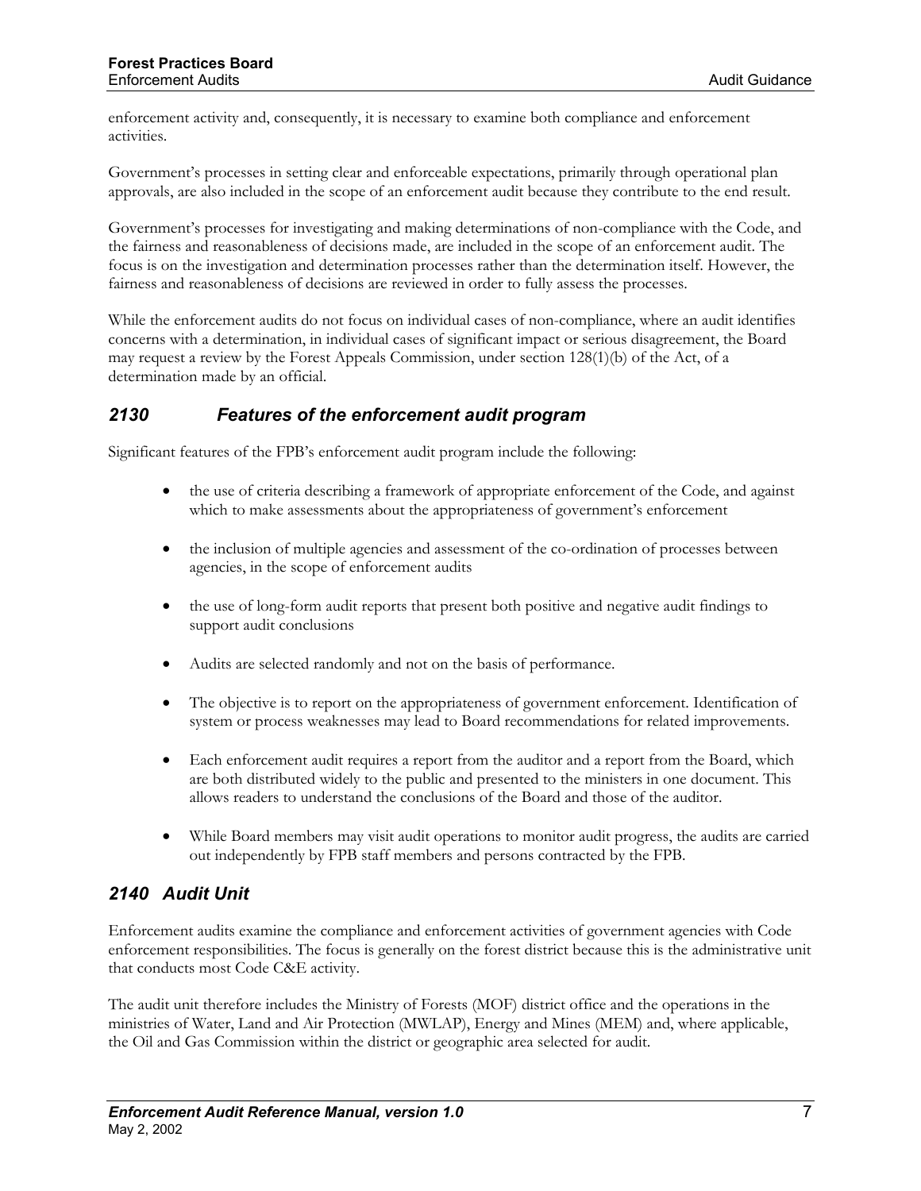enforcement activity and, consequently, it is necessary to examine both compliance and enforcement activities.

Government's processes in setting clear and enforceable expectations, primarily through operational plan approvals, are also included in the scope of an enforcement audit because they contribute to the end result.

Government's processes for investigating and making determinations of non-compliance with the Code, and the fairness and reasonableness of decisions made, are included in the scope of an enforcement audit. The focus is on the investigation and determination processes rather than the determination itself. However, the fairness and reasonableness of decisions are reviewed in order to fully assess the processes.

While the enforcement audits do not focus on individual cases of non-compliance, where an audit identifies concerns with a determination, in individual cases of significant impact or serious disagreement, the Board may request a review by the Forest Appeals Commission, under section 128(1)(b) of the Act, of a determination made by an official.

## *2130 Features of the enforcement audit program*

Significant features of the FPB's enforcement audit program include the following:

- the use of criteria describing a framework of appropriate enforcement of the Code, and against which to make assessments about the appropriateness of government's enforcement
- the inclusion of multiple agencies and assessment of the co-ordination of processes between agencies, in the scope of enforcement audits
- the use of long-form audit reports that present both positive and negative audit findings to support audit conclusions
- Audits are selected randomly and not on the basis of performance.
- The objective is to report on the appropriateness of government enforcement. Identification of system or process weaknesses may lead to Board recommendations for related improvements.
- Each enforcement audit requires a report from the auditor and a report from the Board, which are both distributed widely to the public and presented to the ministers in one document. This allows readers to understand the conclusions of the Board and those of the auditor.
- While Board members may visit audit operations to monitor audit progress, the audits are carried out independently by FPB staff members and persons contracted by the FPB.

## *2140 Audit Unit*

Enforcement audits examine the compliance and enforcement activities of government agencies with Code enforcement responsibilities. The focus is generally on the forest district because this is the administrative unit that conducts most Code C&E activity.

The audit unit therefore includes the Ministry of Forests (MOF) district office and the operations in the ministries of Water, Land and Air Protection (MWLAP), Energy and Mines (MEM) and, where applicable, the Oil and Gas Commission within the district or geographic area selected for audit.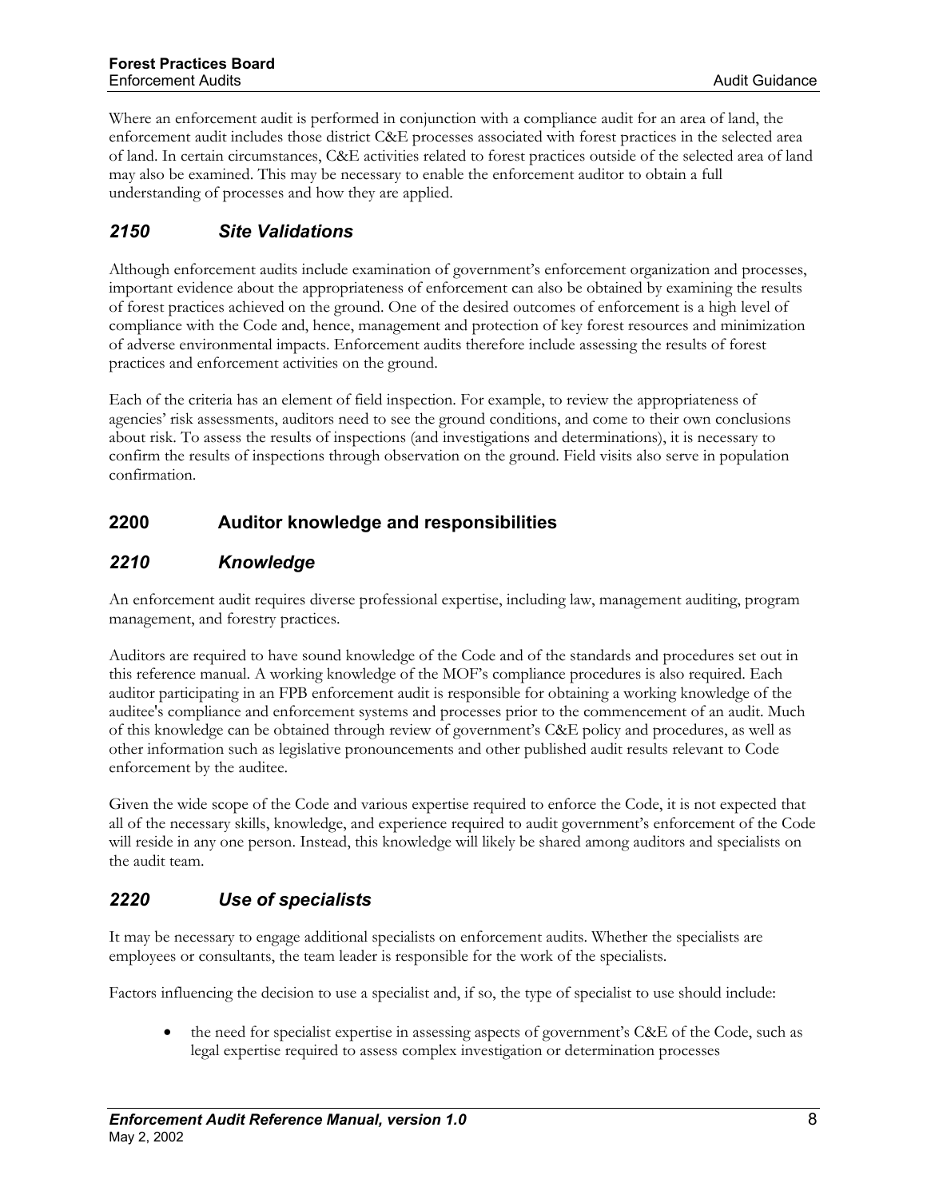Where an enforcement audit is performed in conjunction with a compliance audit for an area of land, the enforcement audit includes those district C&E processes associated with forest practices in the selected area of land. In certain circumstances, C&E activities related to forest practices outside of the selected area of land may also be examined. This may be necessary to enable the enforcement auditor to obtain a full understanding of processes and how they are applied.

### *2150 Site Validations*

Although enforcement audits include examination of government's enforcement organization and processes, important evidence about the appropriateness of enforcement can also be obtained by examining the results of forest practices achieved on the ground. One of the desired outcomes of enforcement is a high level of compliance with the Code and, hence, management and protection of key forest resources and minimization of adverse environmental impacts. Enforcement audits therefore include assessing the results of forest practices and enforcement activities on the ground.

Each of the criteria has an element of field inspection. For example, to review the appropriateness of agencies' risk assessments, auditors need to see the ground conditions, and come to their own conclusions about risk. To assess the results of inspections (and investigations and determinations), it is necessary to confirm the results of inspections through observation on the ground. Field visits also serve in population confirmation.

## 2200 Auditor knowledge and responsibilities

### *2210 Knowledge*

An enforcement audit requires diverse professional expertise, including law, management auditing, program management, and forestry practices.

Auditors are required to have sound knowledge of the Code and of the standards and procedures set out in this reference manual. A working knowledge of the MOF's compliance procedures is also required. Each auditor participating in an FPB enforcement audit is responsible for obtaining a working knowledge of the auditee's compliance and enforcement systems and processes prior to the commencement of an audit. Much of this knowledge can be obtained through review of government's C&E policy and procedures, as well as other information such as legislative pronouncements and other published audit results relevant to Code enforcement by the auditee.

Given the wide scope of the Code and various expertise required to enforce the Code, it is not expected that all of the necessary skills, knowledge, and experience required to audit government's enforcement of the Code will reside in any one person. Instead, this knowledge will likely be shared among auditors and specialists on the audit team.

### *2220 Use of specialists*

It may be necessary to engage additional specialists on enforcement audits. Whether the specialists are employees or consultants, the team leader is responsible for the work of the specialists.

Factors influencing the decision to use a specialist and, if so, the type of specialist to use should include:

- the need for specialist expertise in assessing aspects of government's C&E of the Code, such as legal expertise required to assess complex investigation or determination processes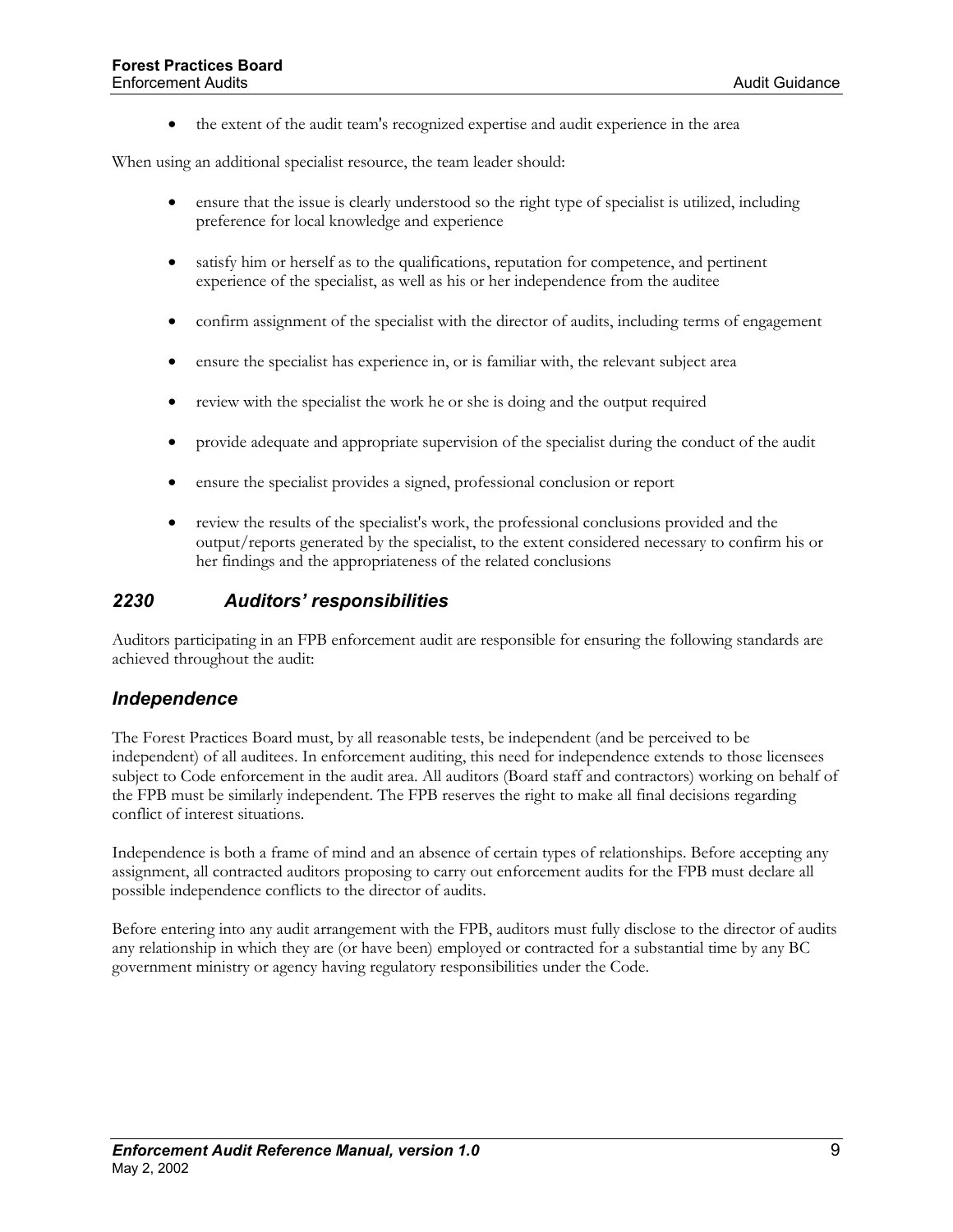- the extent of the audit team's recognized expertise and audit experience in the area

When using an additional specialist resource, the team leader should:

- ensure that the issue is clearly understood so the right type of specialist is utilized, including preference for local knowledge and experience
- satisfy him or herself as to the qualifications, reputation for competence, and pertinent experience of the specialist, as well as his or her independence from the auditee
- confirm assignment of the specialist with the director of audits, including terms of engagement
- ensure the specialist has experience in, or is familiar with, the relevant subject area
- review with the specialist the work he or she is doing and the output required
- provide adequate and appropriate supervision of the specialist during the conduct of the audit
- ensure the specialist provides a signed, professional conclusion or report
- review the results of the specialist's work, the professional conclusions provided and the output/reports generated by the specialist, to the extent considered necessary to confirm his or her findings and the appropriateness of the related conclusions

## *2230 Auditors' responsibilities*

Auditors participating in an FPB enforcement audit are responsible for ensuring the following standards are achieved throughout the audit:

### *Independence*

The Forest Practices Board must, by all reasonable tests, be independent (and be perceived to be independent) of all auditees. In enforcement auditing, this need for independence extends to those licensees subject to Code enforcement in the audit area. All auditors (Board staff and contractors) working on behalf of the FPB must be similarly independent. The FPB reserves the right to make all final decisions regarding conflict of interest situations.

Independence is both a frame of mind and an absence of certain types of relationships. Before accepting any assignment, all contracted auditors proposing to carry out enforcement audits for the FPB must declare all possible independence conflicts to the director of audits.

Before entering into any audit arrangement with the FPB, auditors must fully disclose to the director of audits any relationship in which they are (or have been) employed or contracted for a substantial time by any BC government ministry or agency having regulatory responsibilities under the Code.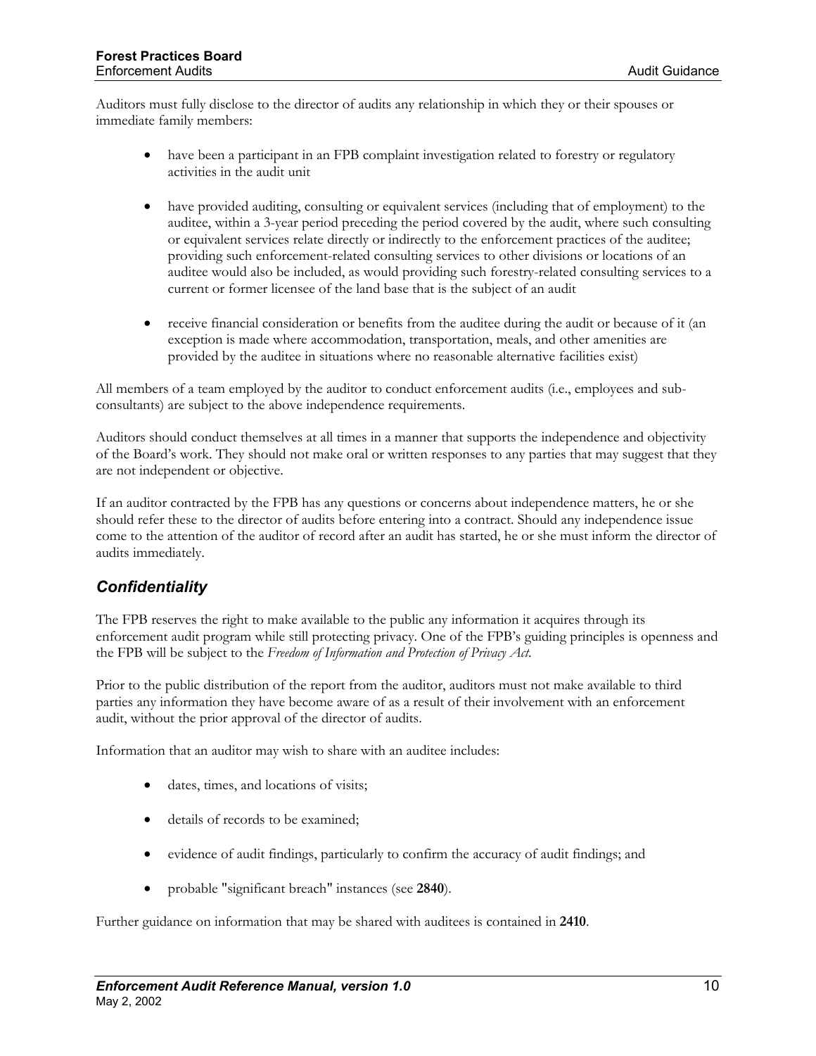Auditors must fully disclose to the director of audits any relationship in which they or their spouses or immediate family members:

- have been a participant in an FPB complaint investigation related to forestry or regulatory activities in the audit unit
- have provided auditing, consulting or equivalent services (including that of employment) to the auditee, within a 3-year period preceding the period covered by the audit, where such consulting or equivalent services relate directly or indirectly to the enforcement practices of the auditee; providing such enforcement-related consulting services to other divisions or locations of an auditee would also be included, as would providing such forestry-related consulting services to a current or former licensee of the land base that is the subject of an audit
- receive financial consideration or benefits from the auditee during the audit or because of it (an exception is made where accommodation, transportation, meals, and other amenities are provided by the auditee in situations where no reasonable alternative facilities exist)

All members of a team employed by the auditor to conduct enforcement audits (i.e., employees and sub-consultants) are subject to the above independence requirements.

Auditors should conduct themselves at all times in a manner that supports the independence and objectivity of the Board's work. They should not make oral or written responses to any parties that may suggest that they are not independent or objective.

If an auditor contracted by the FPB has any questions or concerns about independence matters, he or she should refer these to the director of audits before entering into a contract. Should any independence issue come to the attention of the auditor of record after an audit has started, he or she must inform the director of audits immediately.

## *Confidentiality*

The FPB reserves the right to make available to the public any information it acquires through its enforcement audit program while still protecting privacy. One of the FPB's guiding principles is openness and the FPB will be subject to the *Freedom of Information and Protection of Privacy Act.*

Prior to the public distribution of the report from the auditor, auditors must not make available to third parties any information they have become aware of as a result of their involvement with an enforcement audit, without the prior approval of the director of audits.

Information that an auditor may wish to share with an auditee includes:

- dates, times, and locations of visits;
- details of records to be examined;
- evidence of audit findings, particularly to confirm the accuracy of audit findings; and
- probable "significant breach" instances (see **2840**).

Further guidance on information that may be shared with auditees is contained in **2410**.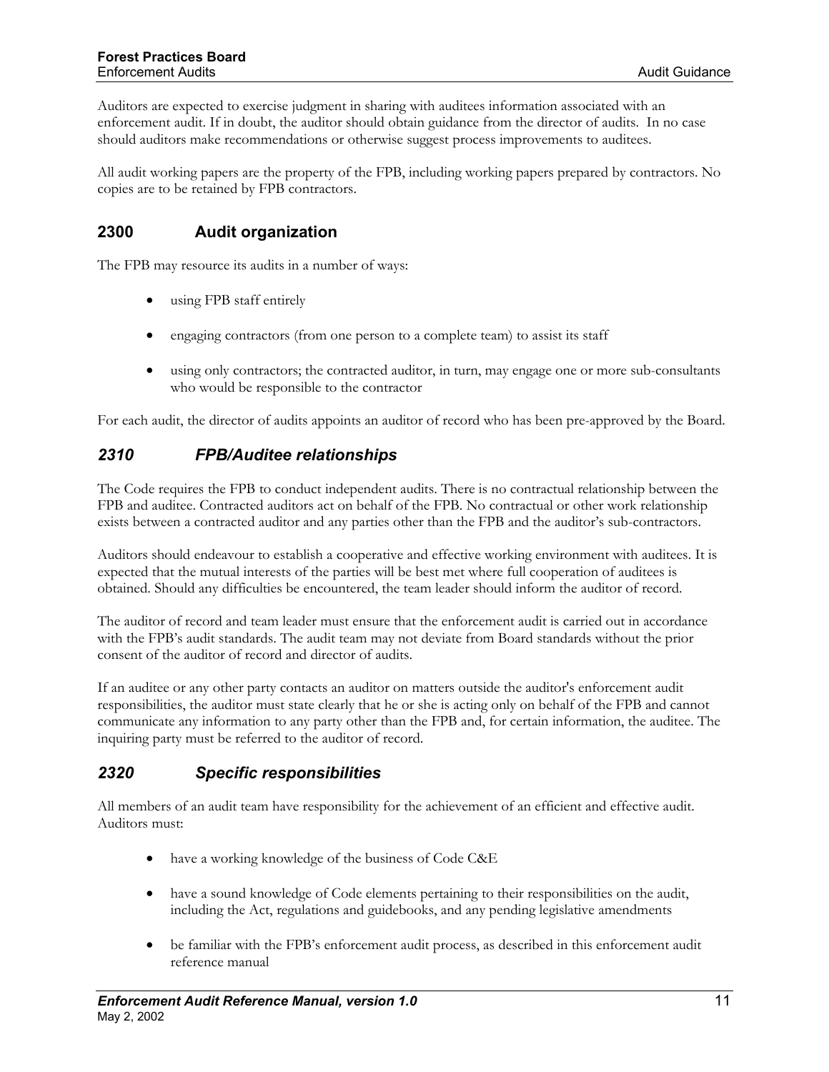Auditors are expected to exercise judgment in sharing with auditees information associated with an enforcement audit. If in doubt, the auditor should obtain guidance from the director of audits. In no case should auditors make recommendations or otherwise suggest process improvements to auditees.

All audit working papers are the property of the FPB, including working papers prepared by contractors. No copies are to be retained by FPB contractors.

## 2300 Audit organization

The FPB may resource its audits in a number of ways:

- using FPB staff entirely
- engaging contractors (from one person to a complete team) to assist its staff
- using only contractors; the contracted auditor, in turn, may engage one or more sub-consultants who would be responsible to the contractor

For each audit, the director of audits appoints an auditor of record who has been pre-approved by the Board.

### *2310 FPB/Auditee relationships*

The Code requires the FPB to conduct independent audits. There is no contractual relationship between the FPB and auditee. Contracted auditors act on behalf of the FPB. No contractual or other work relationship exists between a contracted auditor and any parties other than the FPB and the auditor's sub-contractors.

Auditors should endeavour to establish a cooperative and effective working environment with auditees. It is expected that the mutual interests of the parties will be best met where full cooperation of auditees is obtained. Should any difficulties be encountered, the team leader should inform the auditor of record.

The auditor of record and team leader must ensure that the enforcement audit is carried out in accordance with the FPB's audit standards. The audit team may not deviate from Board standards without the prior consent of the auditor of record and director of audits.

If an auditee or any other party contacts an auditor on matters outside the auditor's enforcement audit responsibilities, the auditor must state clearly that he or she is acting only on behalf of the FPB and cannot communicate any information to any party other than the FPB and, for certain information, the auditee. The inquiring party must be referred to the auditor of record.

### *2320 Specific responsibilities*

All members of an audit team have responsibility for the achievement of an efficient and effective audit. Auditors must:

- have a working knowledge of the business of Code C&E
- have a sound knowledge of Code elements pertaining to their responsibilities on the audit, including the Act, regulations and guidebooks, and any pending legislative amendments
- be familiar with the FPB's enforcement audit process, as described in this enforcement audit reference manual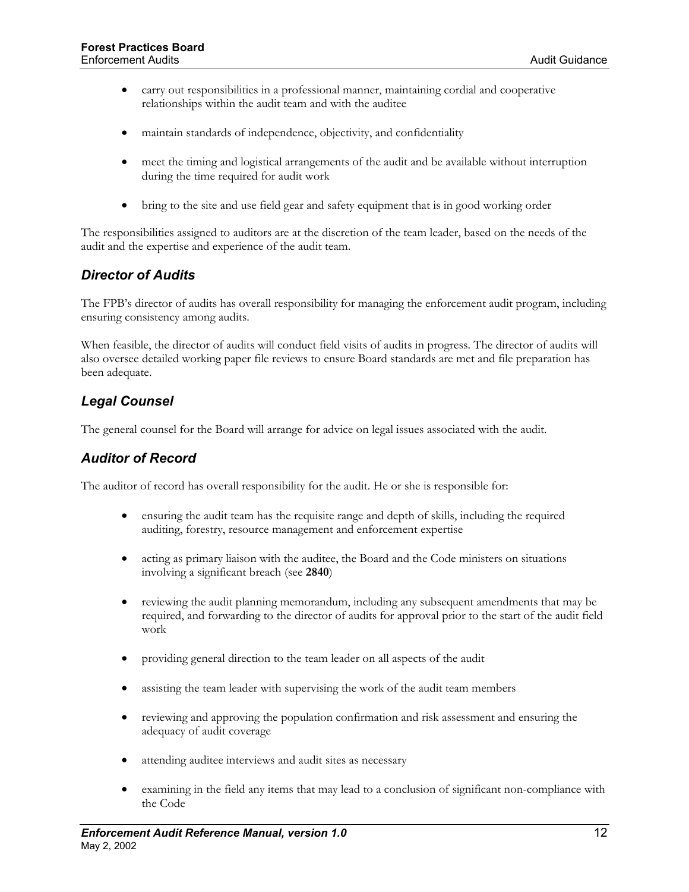- carry out responsibilities in a professional manner, maintaining cordial and cooperative relationships within the audit team and with the auditee
- maintain standards of independence, objectivity, and confidentiality
- meet the timing and logistical arrangements of the audit and be available without interruption during the time required for audit work
- bring to the site and use field gear and safety equipment that is in good working order

The responsibilities assigned to auditors are at the discretion of the team leader, based on the needs of the audit and the expertise and experience of the audit team.

### *Director of Audits*

The FPB's director of audits has overall responsibility for managing the enforcement audit program, including ensuring consistency among audits.

When feasible, the director of audits will conduct field visits of audits in progress. The director of audits will also oversee detailed working paper file reviews to ensure Board standards are met and file preparation has been adequate.

### *Legal Counsel*

The general counsel for the Board will arrange for advice on legal issues associated with the audit.

### *Auditor of Record*

The auditor of record has overall responsibility for the audit. He or she is responsible for:

- ensuring the audit team has the requisite range and depth of skills, including the required auditing, forestry, resource management and enforcement expertise
- acting as primary liaison with the auditee, the Board and the Code ministers on situations involving a significant breach (see **2840**)
- reviewing the audit planning memorandum, including any subsequent amendments that may be required, and forwarding to the director of audits for approval prior to the start of the audit field work
- providing general direction to the team leader on all aspects of the audit
- assisting the team leader with supervising the work of the audit team members
- reviewing and approving the population confirmation and risk assessment and ensuring the adequacy of audit coverage
- attending auditee interviews and audit sites as necessary
- examining in the field any items that may lead to a conclusion of significant non-compliance with the Code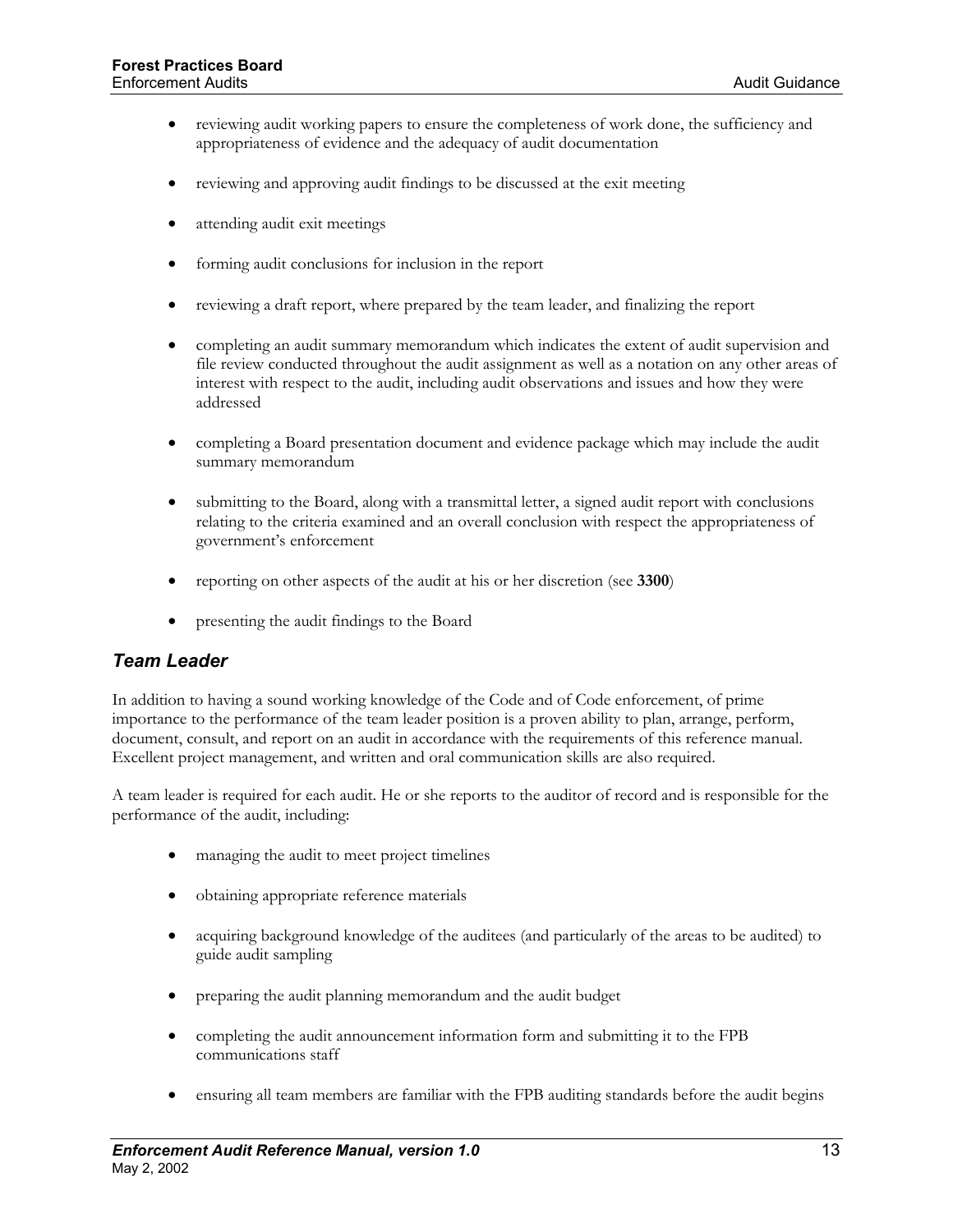- reviewing audit working papers to ensure the completeness of work done, the sufficiency and appropriateness of evidence and the adequacy of audit documentation

- reviewing and approving audit findings to be discussed at the exit meeting

- attending audit exit meetings

- forming audit conclusions for inclusion in the report

- reviewing a draft report, where prepared by the team leader, and finalizing the report

- completing an audit summary memorandum which indicates the extent of audit supervision and file review conducted throughout the audit assignment as well as a notation on any other areas of interest with respect to the audit, including audit observations and issues and how they were addressed

- completing a Board presentation document and evidence package which may include the audit summary memorandum

- submitting to the Board, along with a transmittal letter, a signed audit report with conclusions relating to the criteria examined and an overall conclusion with respect the appropriateness of government's enforcement

- reporting on other aspects of the audit at his or her discretion (see **3300**)

- presenting the audit findings to the Board

### *Team Leader*

In addition to having a sound working knowledge of the Code and of Code enforcement, of prime importance to the performance of the team leader position is a proven ability to plan, arrange, perform, document, consult, and report on an audit in accordance with the requirements of this reference manual. Excellent project management, and written and oral communication skills are also required.

A team leader is required for each audit. He or she reports to the auditor of record and is responsible for the performance of the audit, including:

- managing the audit to meet project timelines

- obtaining appropriate reference materials

- acquiring background knowledge of the auditees (and particularly of the areas to be audited) to guide audit sampling

- preparing the audit planning memorandum and the audit budget

- completing the audit announcement information form and submitting it to the FPB communications staff

- ensuring all team members are familiar with the FPB auditing standards before the audit begins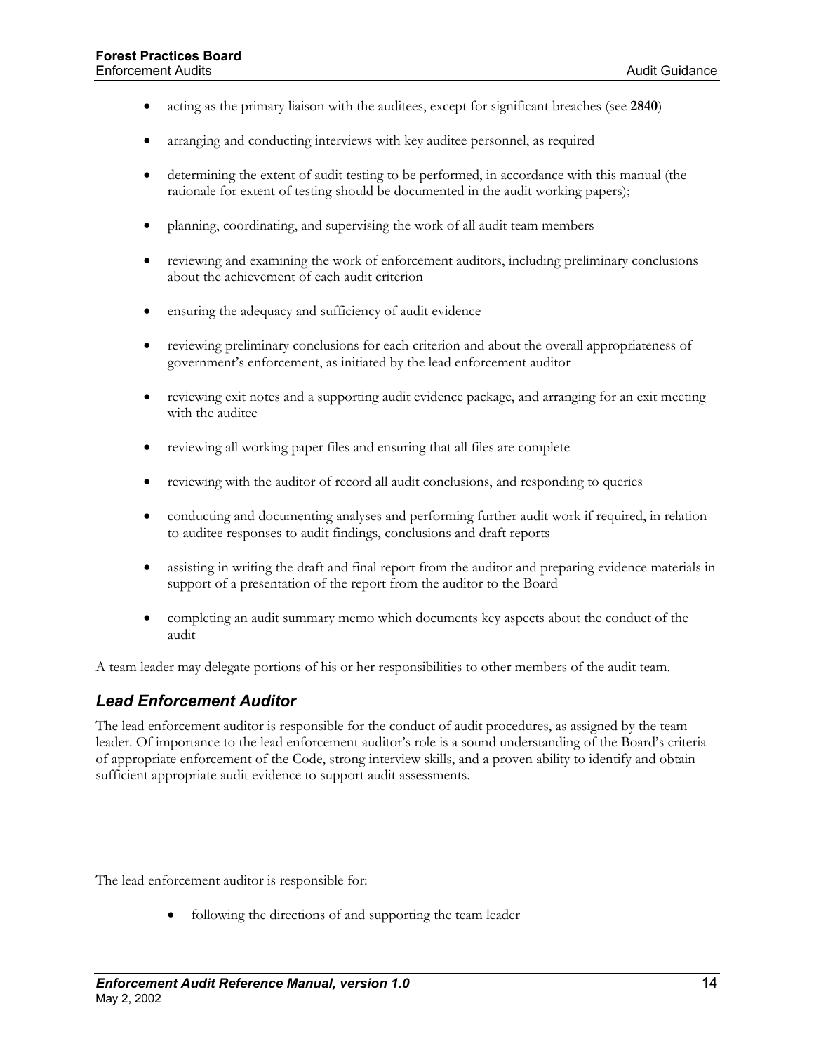- acting as the primary liaison with the auditees, except for significant breaches (see **2840**)
- arranging and conducting interviews with key auditee personnel, as required
- determining the extent of audit testing to be performed, in accordance with this manual (the rationale for extent of testing should be documented in the audit working papers);
- planning, coordinating, and supervising the work of all audit team members
- reviewing and examining the work of enforcement auditors, including preliminary conclusions about the achievement of each audit criterion
- ensuring the adequacy and sufficiency of audit evidence
- reviewing preliminary conclusions for each criterion and about the overall appropriateness of government's enforcement, as initiated by the lead enforcement auditor
- reviewing exit notes and a supporting audit evidence package, and arranging for an exit meeting with the auditee
- reviewing all working paper files and ensuring that all files are complete
- reviewing with the auditor of record all audit conclusions, and responding to queries
- conducting and documenting analyses and performing further audit work if required, in relation to auditee responses to audit findings, conclusions and draft reports
- assisting in writing the draft and final report from the auditor and preparing evidence materials in support of a presentation of the report from the auditor to the Board
- completing an audit summary memo which documents key aspects about the conduct of the audit

A team leader may delegate portions of his or her responsibilities to other members of the audit team.

### *Lead Enforcement Auditor*

The lead enforcement auditor is responsible for the conduct of audit procedures, as assigned by the team leader. Of importance to the lead enforcement auditor's role is a sound understanding of the Board's criteria of appropriate enforcement of the Code, strong interview skills, and a proven ability to identify and obtain sufficient appropriate audit evidence to support audit assessments.

The lead enforcement auditor is responsible for:

- following the directions of and supporting the team leader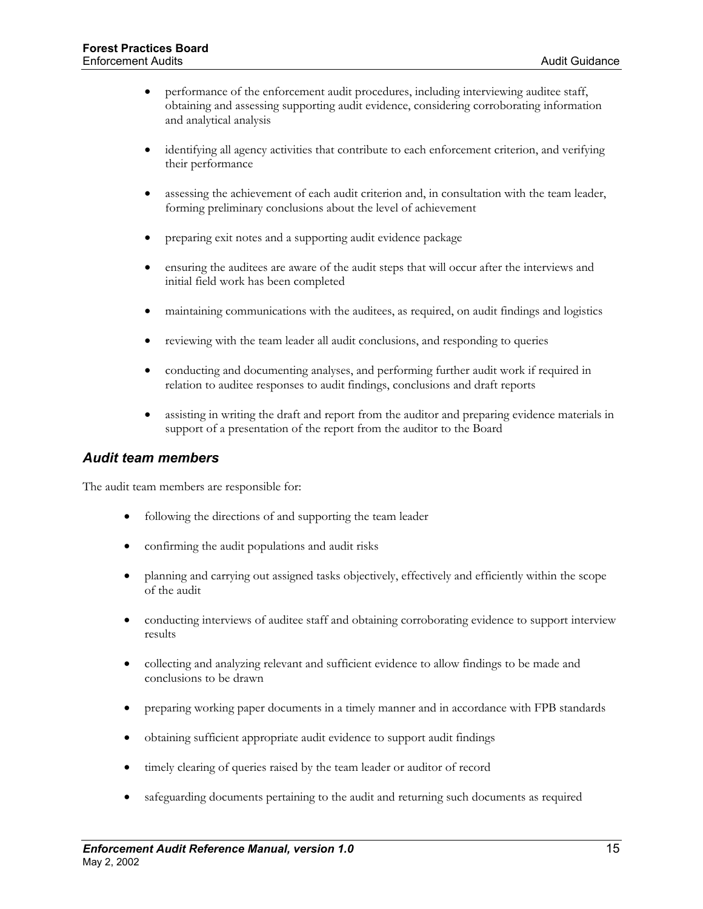- performance of the enforcement audit procedures, including interviewing auditee staff, obtaining and assessing supporting audit evidence, considering corroborating information and analytical analysis
- identifying all agency activities that contribute to each enforcement criterion, and verifying their performance
- assessing the achievement of each audit criterion and, in consultation with the team leader, forming preliminary conclusions about the level of achievement
- preparing exit notes and a supporting audit evidence package
- ensuring the auditees are aware of the audit steps that will occur after the interviews and initial field work has been completed
- maintaining communications with the auditees, as required, on audit findings and logistics
- reviewing with the team leader all audit conclusions, and responding to queries
- conducting and documenting analyses, and performing further audit work if required in relation to auditee responses to audit findings, conclusions and draft reports
- assisting in writing the draft and report from the auditor and preparing evidence materials in support of a presentation of the report from the auditor to the Board

### *Audit team members*

The audit team members are responsible for:

- following the directions of and supporting the team leader
- confirming the audit populations and audit risks
- planning and carrying out assigned tasks objectively, effectively and efficiently within the scope of the audit
- conducting interviews of auditee staff and obtaining corroborating evidence to support interview results
- collecting and analyzing relevant and sufficient evidence to allow findings to be made and conclusions to be drawn
- preparing working paper documents in a timely manner and in accordance with FPB standards
- obtaining sufficient appropriate audit evidence to support audit findings
- timely clearing of queries raised by the team leader or auditor of record
- safeguarding documents pertaining to the audit and returning such documents as required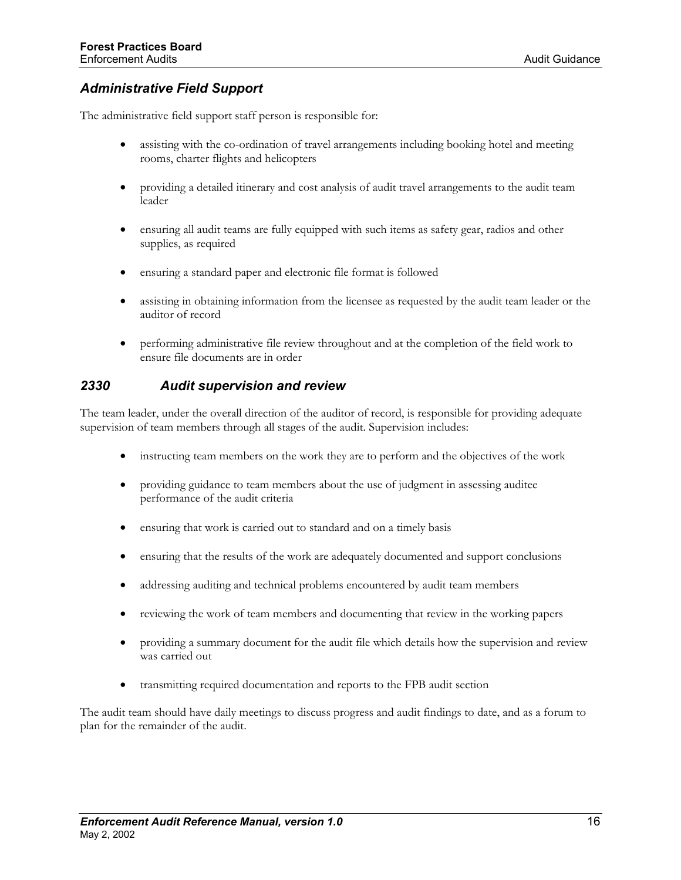### *Administrative Field Support*

The administrative field support staff person is responsible for:

- assisting with the co-ordination of travel arrangements including booking hotel and meeting rooms, charter flights and helicopters
- providing a detailed itinerary and cost analysis of audit travel arrangements to the audit team leader
- ensuring all audit teams are fully equipped with such items as safety gear, radios and other supplies, as required
- ensuring a standard paper and electronic file format is followed
- assisting in obtaining information from the licensee as requested by the audit team leader or the auditor of record
- performing administrative file review throughout and at the completion of the field work to ensure file documents are in order

## *2330 Audit supervision and review*

The team leader, under the overall direction of the auditor of record, is responsible for providing adequate supervision of team members through all stages of the audit. Supervision includes:

- instructing team members on the work they are to perform and the objectives of the work
- providing guidance to team members about the use of judgment in assessing auditee performance of the audit criteria
- ensuring that work is carried out to standard and on a timely basis
- ensuring that the results of the work are adequately documented and support conclusions
- addressing auditing and technical problems encountered by audit team members
- reviewing the work of team members and documenting that review in the working papers
- providing a summary document for the audit file which details how the supervision and review was carried out
- transmitting required documentation and reports to the FPB audit section

The audit team should have daily meetings to discuss progress and audit findings to date, and as a forum to plan for the remainder of the audit.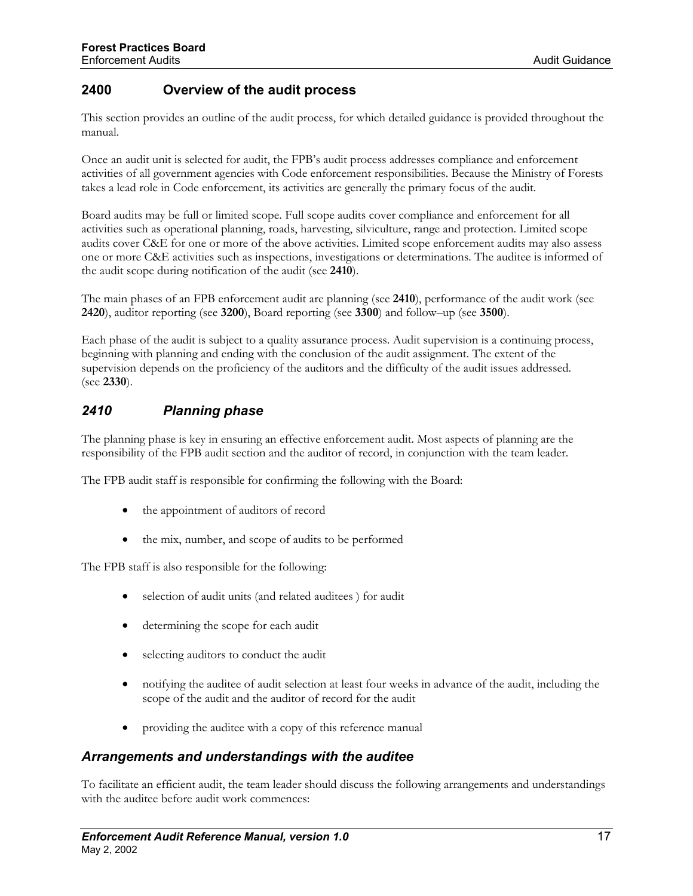## 2400 Overview of the audit process

This section provides an outline of the audit process, for which detailed guidance is provided throughout the manual.

Once an audit unit is selected for audit, the FPB's audit process addresses compliance and enforcement activities of all government agencies with Code enforcement responsibilities. Because the Ministry of Forests takes a lead role in Code enforcement, its activities are generally the primary focus of the audit.

Board audits may be full or limited scope. Full scope audits cover compliance and enforcement for all activities such as operational planning, roads, harvesting, silviculture, range and protection. Limited scope audits cover C&E for one or more of the above activities. Limited scope enforcement audits may also assess one or more C&E activities such as inspections, investigations or determinations. The auditee is informed of the audit scope during notification of the audit (see **2410**).

The main phases of an FPB enforcement audit are planning (see **2410**), performance of the audit work (see **2420**), auditor reporting (see **3200**), Board reporting (see **3300**) and follow–up (see **3500**).

Each phase of the audit is subject to a quality assurance process. Audit supervision is a continuing process, beginning with planning and ending with the conclusion of the audit assignment. The extent of the supervision depends on the proficiency of the auditors and the difficulty of the audit issues addressed. (see **2330**).

### *2410 Planning phase*

The planning phase is key in ensuring an effective enforcement audit. Most aspects of planning are the responsibility of the FPB audit section and the auditor of record, in conjunction with the team leader.

The FPB audit staff is responsible for confirming the following with the Board:

- the appointment of auditors of record
- the mix, number, and scope of audits to be performed

The FPB staff is also responsible for the following:

- selection of audit units (and related auditees ) for audit
- determining the scope for each audit
- selecting auditors to conduct the audit
- notifying the auditee of audit selection at least four weeks in advance of the audit, including the scope of the audit and the auditor of record for the audit
- providing the auditee with a copy of this reference manual

### *Arrangements and understandings with the auditee*

To facilitate an efficient audit, the team leader should discuss the following arrangements and understandings with the auditee before audit work commences: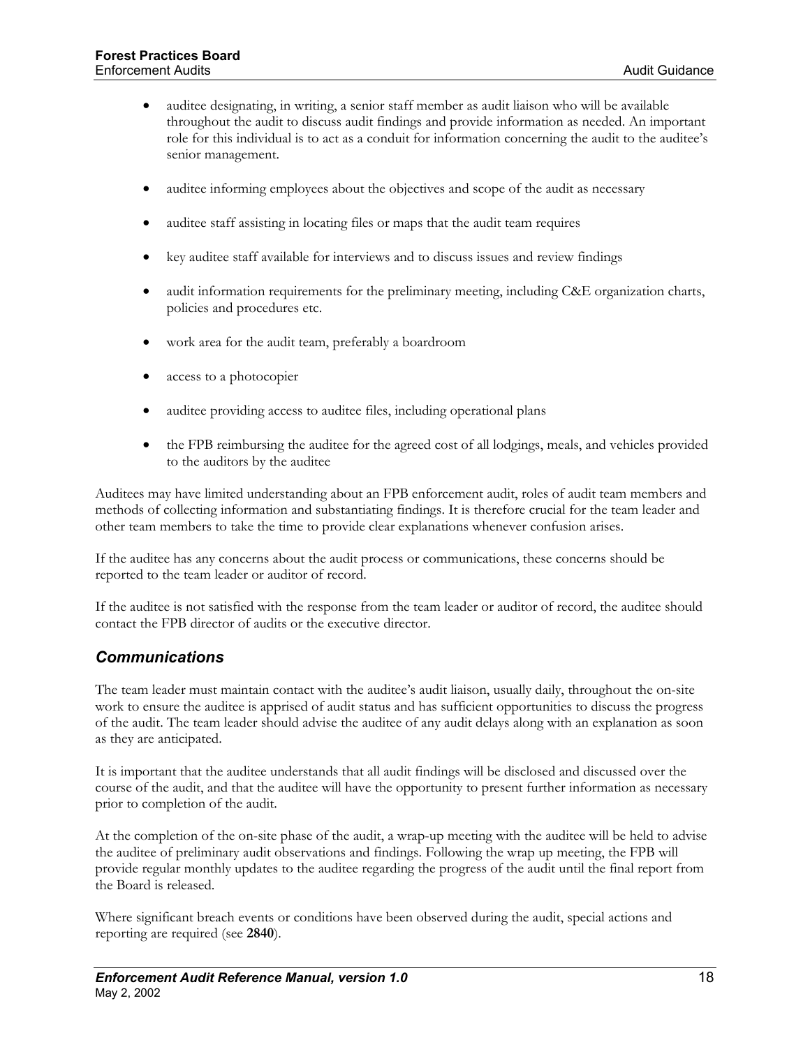- auditee designating, in writing, a senior staff member as audit liaison who will be available throughout the audit to discuss audit findings and provide information as needed. An important role for this individual is to act as a conduit for information concerning the audit to the auditee's senior management.

- auditee informing employees about the objectives and scope of the audit as necessary

- auditee staff assisting in locating files or maps that the audit team requires

- key auditee staff available for interviews and to discuss issues and review findings

- audit information requirements for the preliminary meeting, including C&E organization charts, policies and procedures etc.

- work area for the audit team, preferably a boardroom

- access to a photocopier

- auditee providing access to auditee files, including operational plans

- the FPB reimbursing the auditee for the agreed cost of all lodgings, meals, and vehicles provided to the auditors by the auditee

Auditees may have limited understanding about an FPB enforcement audit, roles of audit team members and methods of collecting information and substantiating findings. It is therefore crucial for the team leader and other team members to take the time to provide clear explanations whenever confusion arises.

If the auditee has any concerns about the audit process or communications, these concerns should be reported to the team leader or auditor of record.

If the auditee is not satisfied with the response from the team leader or auditor of record, the auditee should contact the FPB director of audits or the executive director.

## *Communications*

The team leader must maintain contact with the auditee's audit liaison, usually daily, throughout the on-site work to ensure the auditee is apprised of audit status and has sufficient opportunities to discuss the progress of the audit. The team leader should advise the auditee of any audit delays along with an explanation as soon as they are anticipated.

It is important that the auditee understands that all audit findings will be disclosed and discussed over the course of the audit, and that the auditee will have the opportunity to present further information as necessary prior to completion of the audit.

At the completion of the on-site phase of the audit, a wrap-up meeting with the auditee will be held to advise the auditee of preliminary audit observations and findings. Following the wrap up meeting, the FPB will provide regular monthly updates to the auditee regarding the progress of the audit until the final report from the Board is released.

Where significant breach events or conditions have been observed during the audit, special actions and reporting are required (see **2840**).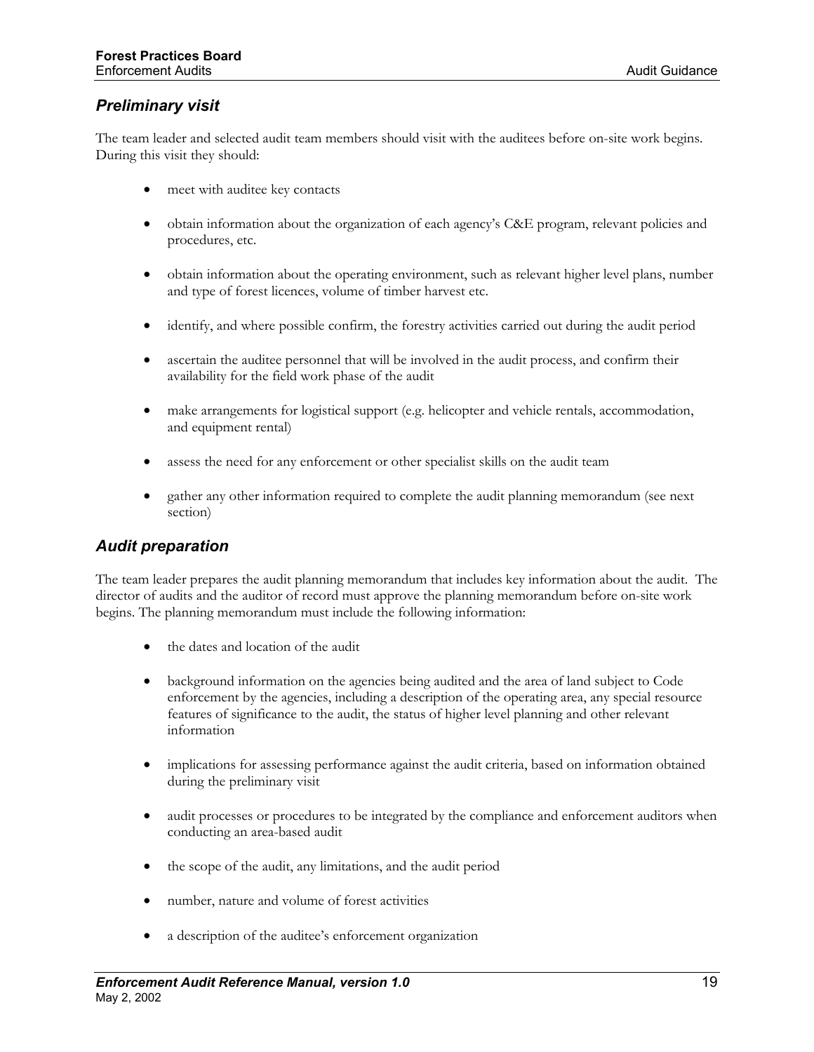### *Preliminary visit*

The team leader and selected audit team members should visit with the auditees before on-site work begins. During this visit they should:

- meet with auditee key contacts
- obtain information about the organization of each agency's C&E program, relevant policies and procedures, etc.
- obtain information about the operating environment, such as relevant higher level plans, number and type of forest licences, volume of timber harvest etc.
- identify, and where possible confirm, the forestry activities carried out during the audit period
- ascertain the auditee personnel that will be involved in the audit process, and confirm their availability for the field work phase of the audit
- make arrangements for logistical support (e.g. helicopter and vehicle rentals, accommodation, and equipment rental)
- assess the need for any enforcement or other specialist skills on the audit team
- gather any other information required to complete the audit planning memorandum (see next section)

### *Audit preparation*

The team leader prepares the audit planning memorandum that includes key information about the audit. The director of audits and the auditor of record must approve the planning memorandum before on-site work begins. The planning memorandum must include the following information:

- the dates and location of the audit
- background information on the agencies being audited and the area of land subject to Code enforcement by the agencies, including a description of the operating area, any special resource features of significance to the audit, the status of higher level planning and other relevant information
- implications for assessing performance against the audit criteria, based on information obtained during the preliminary visit
- audit processes or procedures to be integrated by the compliance and enforcement auditors when conducting an area-based audit
- the scope of the audit, any limitations, and the audit period
- number, nature and volume of forest activities
- a description of the auditee's enforcement organization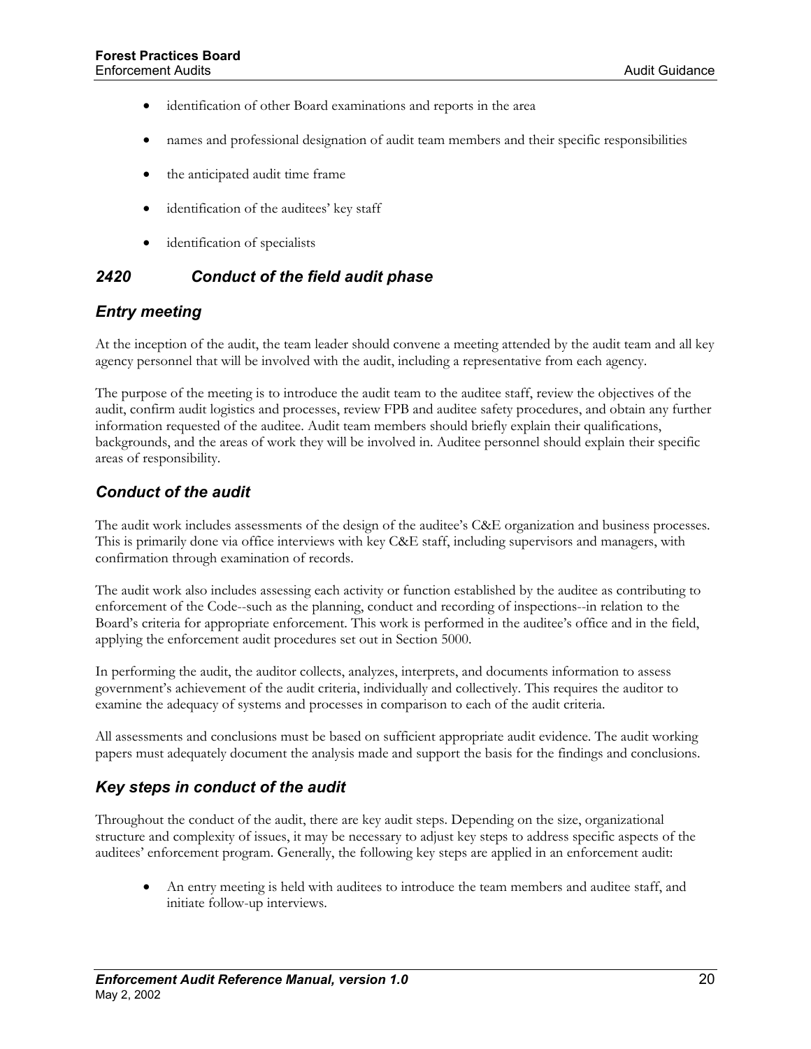- identification of other Board examinations and reports in the area
- names and professional designation of audit team members and their specific responsibilities
- the anticipated audit time frame
- identification of the auditees' key staff
- identification of specialists

### *2420 Conduct of the field audit phase*

### *Entry meeting*

At the inception of the audit, the team leader should convene a meeting attended by the audit team and all key agency personnel that will be involved with the audit, including a representative from each agency.

The purpose of the meeting is to introduce the audit team to the auditee staff, review the objectives of the audit, confirm audit logistics and processes, review FPB and auditee safety procedures, and obtain any further information requested of the auditee. Audit team members should briefly explain their qualifications, backgrounds, and the areas of work they will be involved in. Auditee personnel should explain their specific areas of responsibility.

### *Conduct of the audit*

The audit work includes assessments of the design of the auditee's C&E organization and business processes. This is primarily done via office interviews with key C&E staff, including supervisors and managers, with confirmation through examination of records.

The audit work also includes assessing each activity or function established by the auditee as contributing to enforcement of the Code--such as the planning, conduct and recording of inspections--in relation to the Board's criteria for appropriate enforcement. This work is performed in the auditee's office and in the field, applying the enforcement audit procedures set out in Section 5000.

In performing the audit, the auditor collects, analyzes, interprets, and documents information to assess government's achievement of the audit criteria, individually and collectively. This requires the auditor to examine the adequacy of systems and processes in comparison to each of the audit criteria.

All assessments and conclusions must be based on sufficient appropriate audit evidence. The audit working papers must adequately document the analysis made and support the basis for the findings and conclusions.

### *Key steps in conduct of the audit*

Throughout the conduct of the audit, there are key audit steps. Depending on the size, organizational structure and complexity of issues, it may be necessary to adjust key steps to address specific aspects of the auditees' enforcement program. Generally, the following key steps are applied in an enforcement audit:

- An entry meeting is held with auditees to introduce the team members and auditee staff, and initiate follow-up interviews.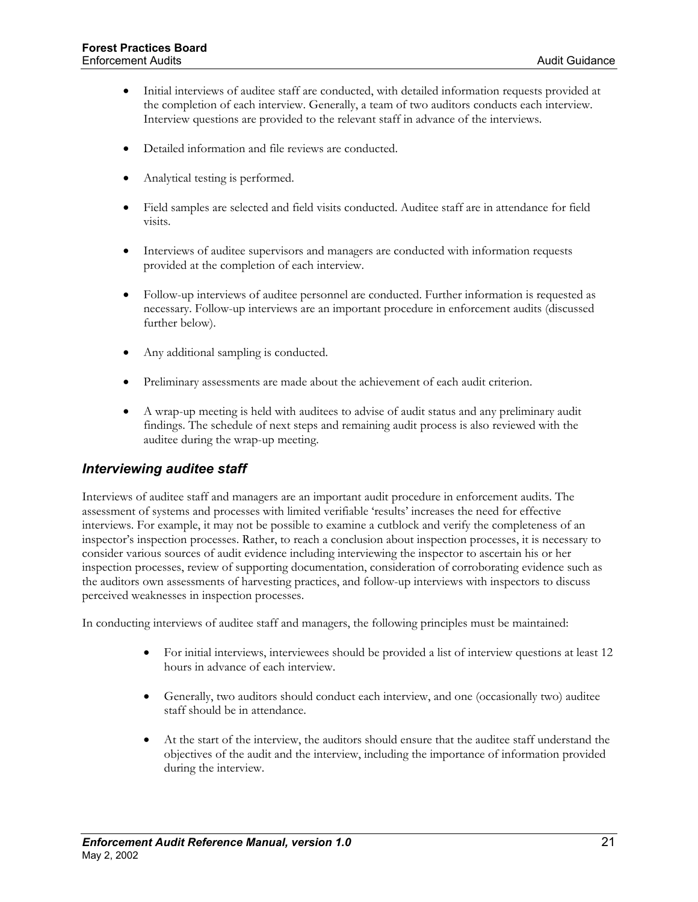- Initial interviews of auditee staff are conducted, with detailed information requests provided at the completion of each interview. Generally, a team of two auditors conducts each interview. Interview questions are provided to the relevant staff in advance of the interviews.

- Detailed information and file reviews are conducted.

- Analytical testing is performed.

- Field samples are selected and field visits conducted. Auditee staff are in attendance for field visits.

- Interviews of auditee supervisors and managers are conducted with information requests provided at the completion of each interview.

- Follow-up interviews of auditee personnel are conducted. Further information is requested as necessary. Follow-up interviews are an important procedure in enforcement audits (discussed further below).

- Any additional sampling is conducted.

- Preliminary assessments are made about the achievement of each audit criterion.

- A wrap-up meeting is held with auditees to advise of audit status and any preliminary audit findings. The schedule of next steps and remaining audit process is also reviewed with the auditee during the wrap-up meeting.

### *Interviewing auditee staff*

Interviews of auditee staff and managers are an important audit procedure in enforcement audits. The assessment of systems and processes with limited verifiable 'results' increases the need for effective interviews. For example, it may not be possible to examine a cutblock and verify the completeness of an inspector's inspection processes. Rather, to reach a conclusion about inspection processes, it is necessary to consider various sources of audit evidence including interviewing the inspector to ascertain his or her inspection processes, review of supporting documentation, consideration of corroborating evidence such as the auditors own assessments of harvesting practices, and follow-up interviews with inspectors to discuss perceived weaknesses in inspection processes.

In conducting interviews of auditee staff and managers, the following principles must be maintained:

- For initial interviews, interviewees should be provided a list of interview questions at least 12 hours in advance of each interview.

- Generally, two auditors should conduct each interview, and one (occasionally two) auditee staff should be in attendance.

- At the start of the interview, the auditors should ensure that the auditee staff understand the objectives of the audit and the interview, including the importance of information provided during the interview.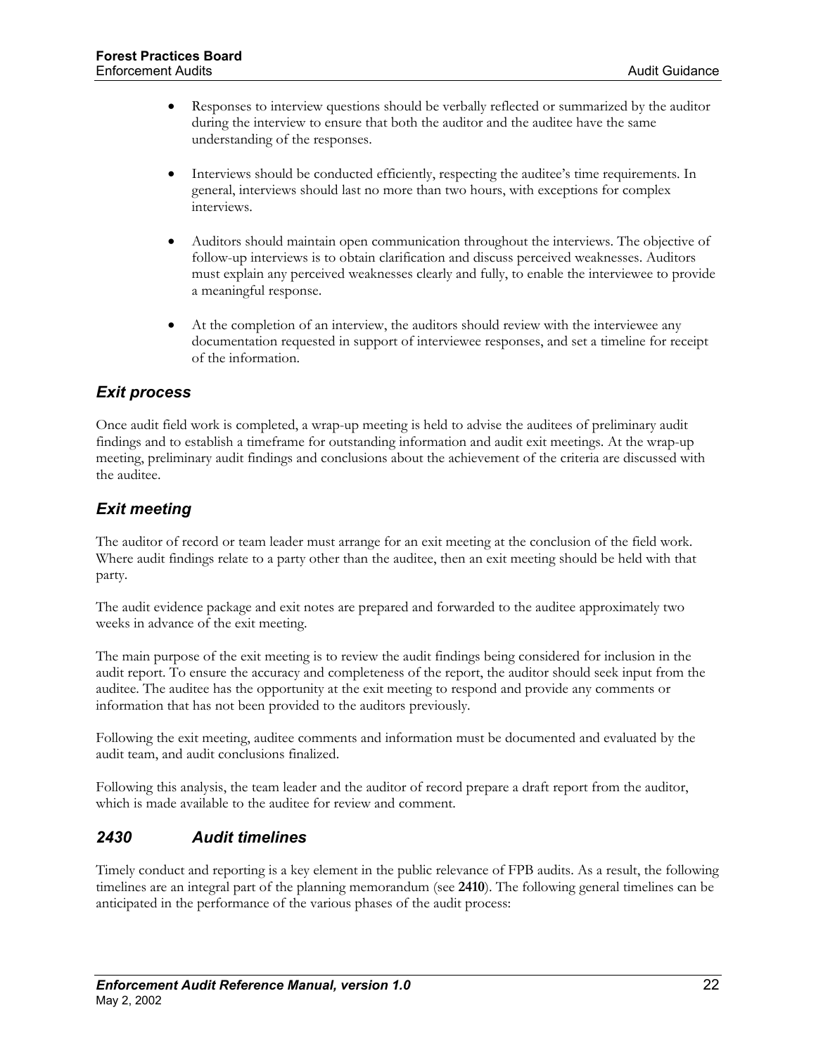- Responses to interview questions should be verbally reflected or summarized by the auditor during the interview to ensure that both the auditor and the auditee have the same understanding of the responses.

- Interviews should be conducted efficiently, respecting the auditee's time requirements. In general, interviews should last no more than two hours, with exceptions for complex interviews.

- Auditors should maintain open communication throughout the interviews. The objective of follow-up interviews is to obtain clarification and discuss perceived weaknesses. Auditors must explain any perceived weaknesses clearly and fully, to enable the interviewee to provide a meaningful response.

- At the completion of an interview, the auditors should review with the interviewee any documentation requested in support of interviewee responses, and set a timeline for receipt of the information.

## *Exit process*

Once audit field work is completed, a wrap-up meeting is held to advise the auditees of preliminary audit findings and to establish a timeframe for outstanding information and audit exit meetings. At the wrap-up meeting, preliminary audit findings and conclusions about the achievement of the criteria are discussed with the auditee.

## *Exit meeting*

The auditor of record or team leader must arrange for an exit meeting at the conclusion of the field work. Where audit findings relate to a party other than the auditee, then an exit meeting should be held with that party.

The audit evidence package and exit notes are prepared and forwarded to the auditee approximately two weeks in advance of the exit meeting.

The main purpose of the exit meeting is to review the audit findings being considered for inclusion in the audit report. To ensure the accuracy and completeness of the report, the auditor should seek input from the auditee. The auditee has the opportunity at the exit meeting to respond and provide any comments or information that has not been provided to the auditors previously.

Following the exit meeting, auditee comments and information must be documented and evaluated by the audit team, and audit conclusions finalized.

Following this analysis, the team leader and the auditor of record prepare a draft report from the auditor, which is made available to the auditee for review and comment.

## *2430 Audit timelines*

Timely conduct and reporting is a key element in the public relevance of FPB audits. As a result, the following timelines are an integral part of the planning memorandum (see **2410**). The following general timelines can be anticipated in the performance of the various phases of the audit process: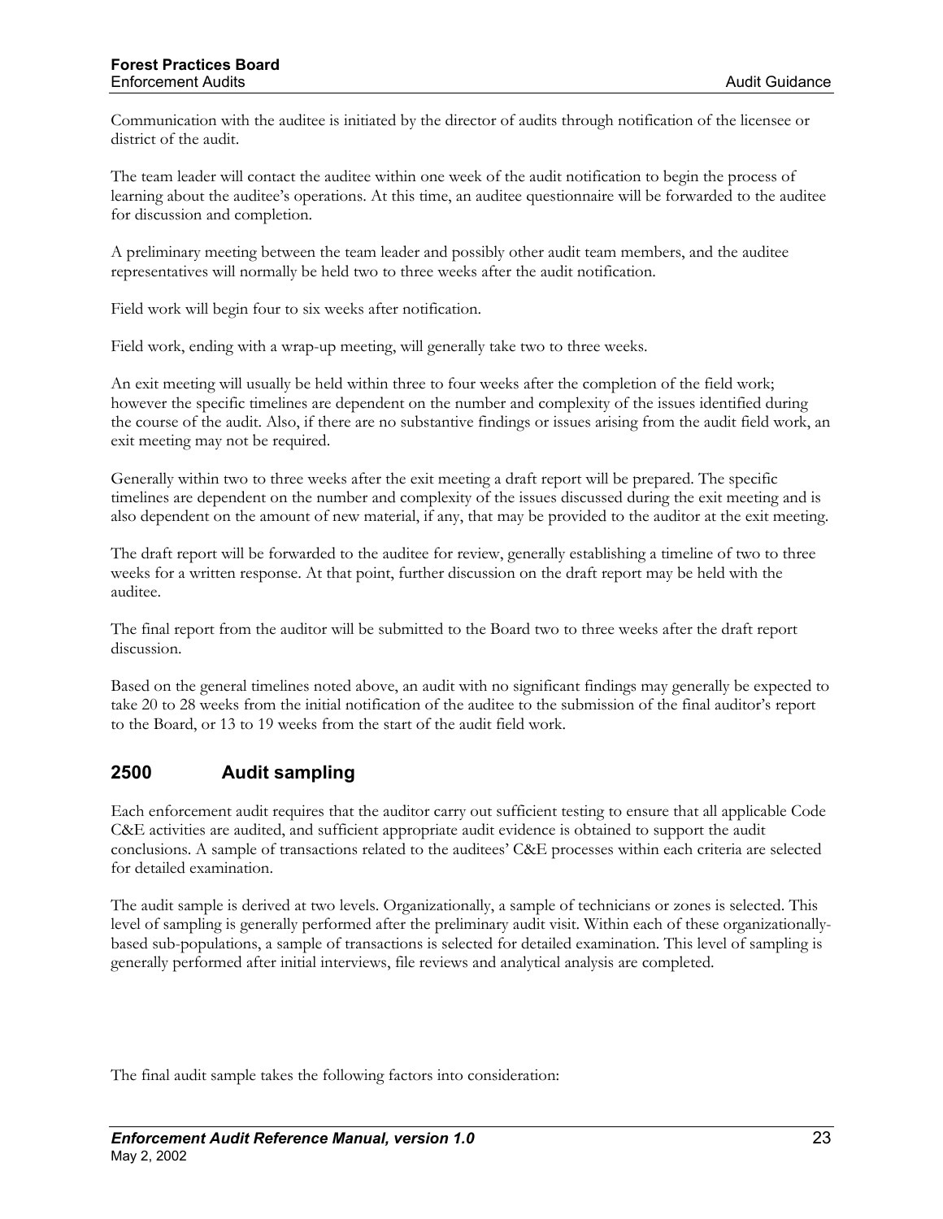Communication with the auditee is initiated by the director of audits through notification of the licensee or district of the audit.

The team leader will contact the auditee within one week of the audit notification to begin the process of learning about the auditee's operations. At this time, an auditee questionnaire will be forwarded to the auditee for discussion and completion.

A preliminary meeting between the team leader and possibly other audit team members, and the auditee representatives will normally be held two to three weeks after the audit notification.

Field work will begin four to six weeks after notification.

Field work, ending with a wrap-up meeting, will generally take two to three weeks.

An exit meeting will usually be held within three to four weeks after the completion of the field work; however the specific timelines are dependent on the number and complexity of the issues identified during the course of the audit. Also, if there are no substantive findings or issues arising from the audit field work, an exit meeting may not be required.

Generally within two to three weeks after the exit meeting a draft report will be prepared. The specific timelines are dependent on the number and complexity of the issues discussed during the exit meeting and is also dependent on the amount of new material, if any, that may be provided to the auditor at the exit meeting.

The draft report will be forwarded to the auditee for review, generally establishing a timeline of two to three weeks for a written response. At that point, further discussion on the draft report may be held with the auditee.

The final report from the auditor will be submitted to the Board two to three weeks after the draft report discussion.

Based on the general timelines noted above, an audit with no significant findings may generally be expected to take 20 to 28 weeks from the initial notification of the auditee to the submission of the final auditor's report to the Board, or 13 to 19 weeks from the start of the audit field work.

## 2500 Audit sampling

Each enforcement audit requires that the auditor carry out sufficient testing to ensure that all applicable Code C&E activities are audited, and sufficient appropriate audit evidence is obtained to support the audit conclusions. A sample of transactions related to the auditees' C&E processes within each criteria are selected for detailed examination.

The audit sample is derived at two levels. Organizationally, a sample of technicians or zones is selected. This level of sampling is generally performed after the preliminary audit visit. Within each of these organizationally-based sub-populations, a sample of transactions is selected for detailed examination. This level of sampling is generally performed after initial interviews, file reviews and analytical analysis are completed.

The final audit sample takes the following factors into consideration: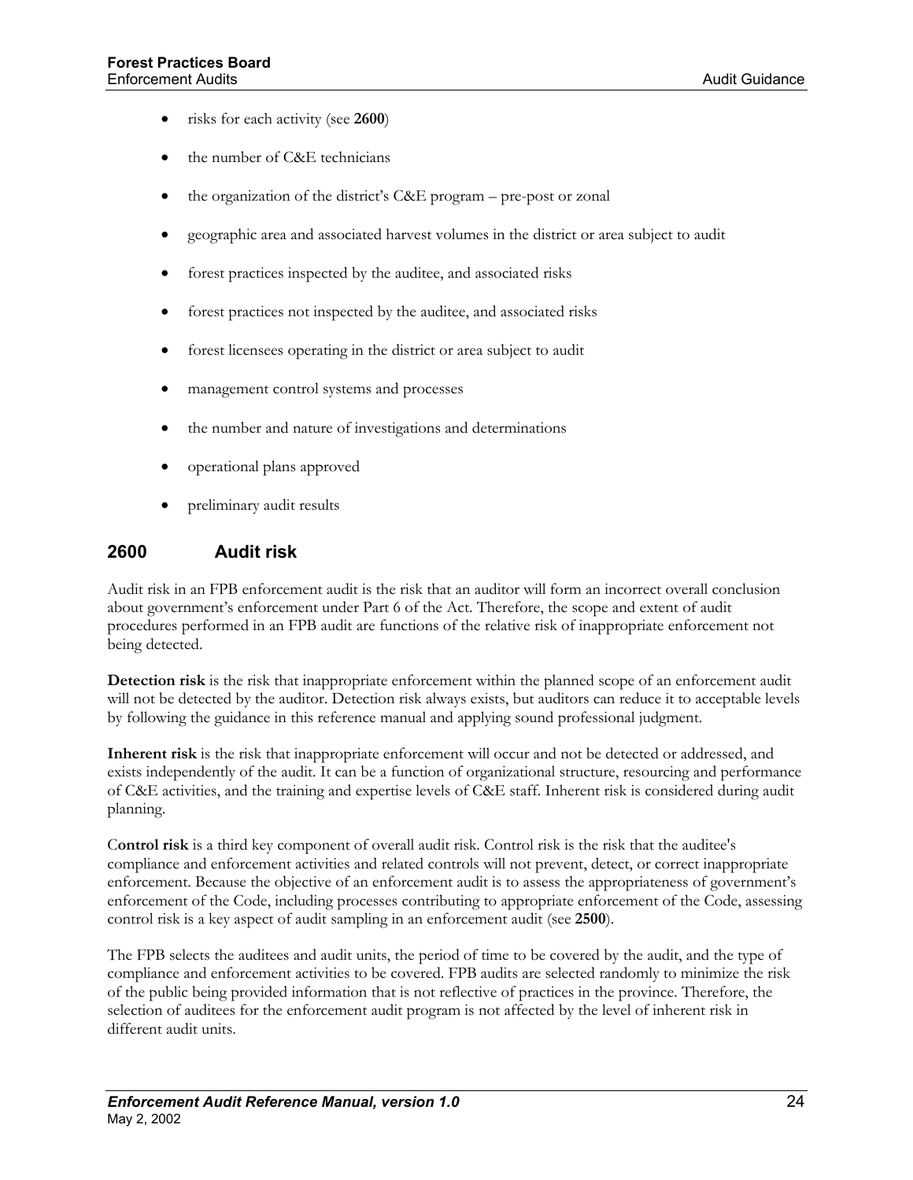- risks for each activity (see **2600**)
- the number of C&E technicians
- the organization of the district's C&E program – pre-post or zonal
- geographic area and associated harvest volumes in the district or area subject to audit
- forest practices inspected by the auditee, and associated risks
- forest practices not inspected by the auditee, and associated risks
- forest licensees operating in the district or area subject to audit
- management control systems and processes
- the number and nature of investigations and determinations
- operational plans approved
- preliminary audit results

## 2600 Audit risk

Audit risk in an FPB enforcement audit is the risk that an auditor will form an incorrect overall conclusion about government's enforcement under Part 6 of the Act. Therefore, the scope and extent of audit procedures performed in an FPB audit are functions of the relative risk of inappropriate enforcement not being detected.

**Detection risk** is the risk that inappropriate enforcement within the planned scope of an enforcement audit will not be detected by the auditor. Detection risk always exists, but auditors can reduce it to acceptable levels by following the guidance in this reference manual and applying sound professional judgment.

**Inherent risk** is the risk that inappropriate enforcement will occur and not be detected or addressed, and exists independently of the audit. It can be a function of organizational structure, resourcing and performance of C&E activities, and the training and expertise levels of C&E staff. Inherent risk is considered during audit planning.

C**ontrol risk** is a third key component of overall audit risk. Control risk is the risk that the auditee's compliance and enforcement activities and related controls will not prevent, detect, or correct inappropriate enforcement. Because the objective of an enforcement audit is to assess the appropriateness of government's enforcement of the Code, including processes contributing to appropriate enforcement of the Code, assessing control risk is a key aspect of audit sampling in an enforcement audit (see **2500**).

The FPB selects the auditees and audit units, the period of time to be covered by the audit, and the type of compliance and enforcement activities to be covered. FPB audits are selected randomly to minimize the risk of the public being provided information that is not reflective of practices in the province. Therefore, the selection of auditees for the enforcement audit program is not affected by the level of inherent risk in different audit units.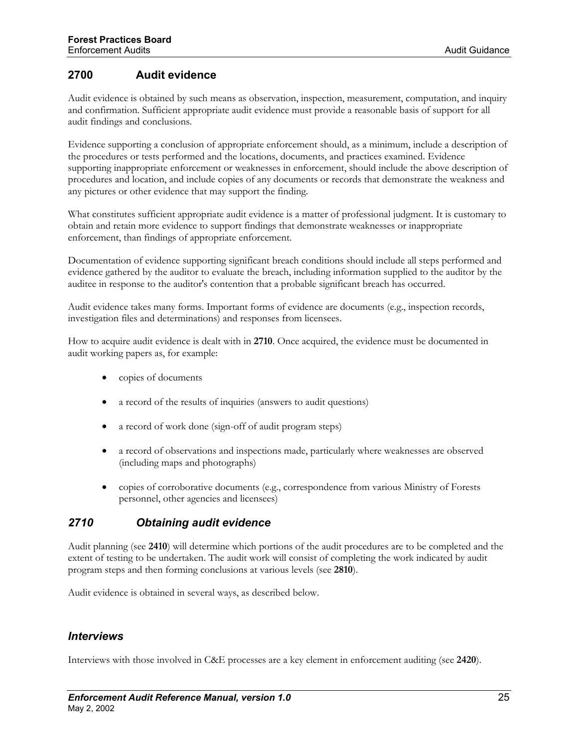## 2700 Audit evidence

Audit evidence is obtained by such means as observation, inspection, measurement, computation, and inquiry and confirmation. Sufficient appropriate audit evidence must provide a reasonable basis of support for all audit findings and conclusions.

Evidence supporting a conclusion of appropriate enforcement should, as a minimum, include a description of the procedures or tests performed and the locations, documents, and practices examined. Evidence supporting inappropriate enforcement or weaknesses in enforcement, should include the above description of procedures and location, and include copies of any documents or records that demonstrate the weakness and any pictures or other evidence that may support the finding.

What constitutes sufficient appropriate audit evidence is a matter of professional judgment. It is customary to obtain and retain more evidence to support findings that demonstrate weaknesses or inappropriate enforcement, than findings of appropriate enforcement.

Documentation of evidence supporting significant breach conditions should include all steps performed and evidence gathered by the auditor to evaluate the breach, including information supplied to the auditor by the auditee in response to the auditor's contention that a probable significant breach has occurred.

Audit evidence takes many forms. Important forms of evidence are documents (e.g., inspection records, investigation files and determinations) and responses from licensees.

How to acquire audit evidence is dealt with in **2710**. Once acquired, the evidence must be documented in audit working papers as, for example:

- copies of documents
- a record of the results of inquiries (answers to audit questions)
- a record of work done (sign-off of audit program steps)
- a record of observations and inspections made, particularly where weaknesses are observed (including maps and photographs)
- copies of corroborative documents (e.g., correspondence from various Ministry of Forests personnel, other agencies and licensees)

### *2710 Obtaining audit evidence*

Audit planning (see **2410**) will determine which portions of the audit procedures are to be completed and the extent of testing to be undertaken. The audit work will consist of completing the work indicated by audit program steps and then forming conclusions at various levels (see **2810**).

Audit evidence is obtained in several ways, as described below.

### *Interviews*

Interviews with those involved in C&E processes are a key element in enforcement auditing (see **2420**).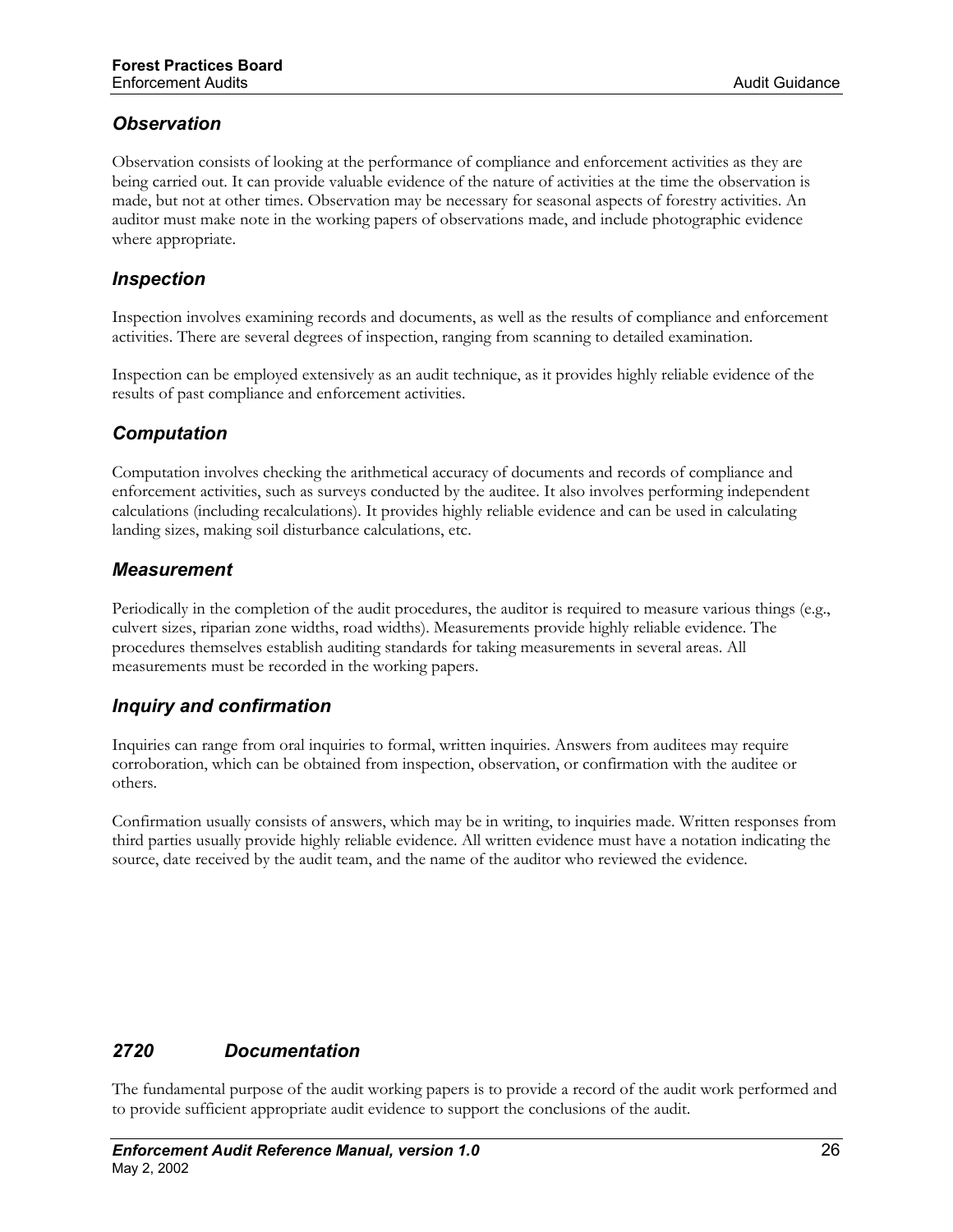### *Observation*

Observation consists of looking at the performance of compliance and enforcement activities as they are being carried out. It can provide valuable evidence of the nature of activities at the time the observation is made, but not at other times. Observation may be necessary for seasonal aspects of forestry activities. An auditor must make note in the working papers of observations made, and include photographic evidence where appropriate.

### *Inspection*

Inspection involves examining records and documents, as well as the results of compliance and enforcement activities. There are several degrees of inspection, ranging from scanning to detailed examination.

Inspection can be employed extensively as an audit technique, as it provides highly reliable evidence of the results of past compliance and enforcement activities.

### *Computation*

Computation involves checking the arithmetical accuracy of documents and records of compliance and enforcement activities, such as surveys conducted by the auditee. It also involves performing independent calculations (including recalculations). It provides highly reliable evidence and can be used in calculating landing sizes, making soil disturbance calculations, etc.

### *Measurement*

Periodically in the completion of the audit procedures, the auditor is required to measure various things (e.g., culvert sizes, riparian zone widths, road widths). Measurements provide highly reliable evidence. The procedures themselves establish auditing standards for taking measurements in several areas. All measurements must be recorded in the working papers.

### *Inquiry and confirmation*

Inquiries can range from oral inquiries to formal, written inquiries. Answers from auditees may require corroboration, which can be obtained from inspection, observation, or confirmation with the auditee or others.

Confirmation usually consists of answers, which may be in writing, to inquiries made. Written responses from third parties usually provide highly reliable evidence. All written evidence must have a notation indicating the source, date received by the audit team, and the name of the auditor who reviewed the evidence.

## *2720 Documentation*

The fundamental purpose of the audit working papers is to provide a record of the audit work performed and to provide sufficient appropriate audit evidence to support the conclusions of the audit.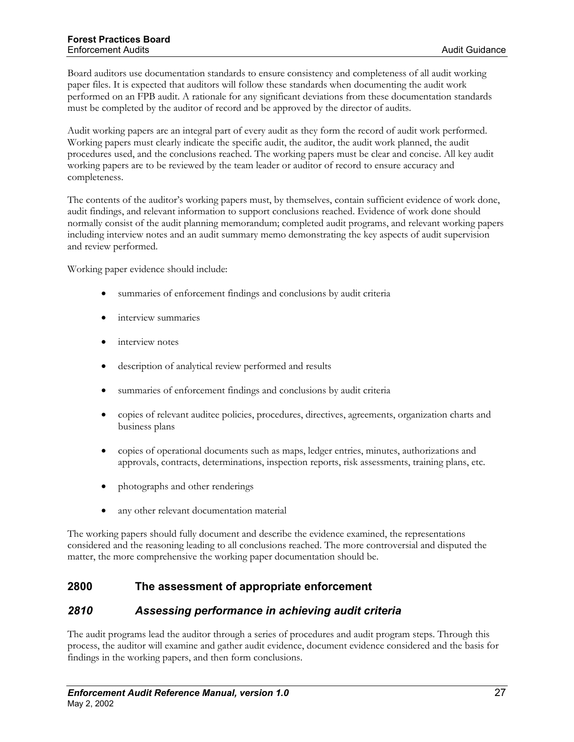Board auditors use documentation standards to ensure consistency and completeness of all audit working paper files. It is expected that auditors will follow these standards when documenting the audit work performed on an FPB audit. A rationale for any significant deviations from these documentation standards must be completed by the auditor of record and be approved by the director of audits.

Audit working papers are an integral part of every audit as they form the record of audit work performed. Working papers must clearly indicate the specific audit, the auditor, the audit work planned, the audit procedures used, and the conclusions reached. The working papers must be clear and concise. All key audit working papers are to be reviewed by the team leader or auditor of record to ensure accuracy and completeness.

The contents of the auditor's working papers must, by themselves, contain sufficient evidence of work done, audit findings, and relevant information to support conclusions reached. Evidence of work done should normally consist of the audit planning memorandum; completed audit programs, and relevant working papers including interview notes and an audit summary memo demonstrating the key aspects of audit supervision and review performed.

Working paper evidence should include:

- summaries of enforcement findings and conclusions by audit criteria
- interview summaries
- interview notes
- description of analytical review performed and results
- summaries of enforcement findings and conclusions by audit criteria
- copies of relevant auditee policies, procedures, directives, agreements, organization charts and business plans
- copies of operational documents such as maps, ledger entries, minutes, authorizations and approvals, contracts, determinations, inspection reports, risk assessments, training plans, etc.
- photographs and other renderings
- any other relevant documentation material

The working papers should fully document and describe the evidence examined, the representations considered and the reasoning leading to all conclusions reached. The more controversial and disputed the matter, the more comprehensive the working paper documentation should be.

## 2800 The assessment of appropriate enforcement

### *2810 Assessing performance in achieving audit criteria*

The audit programs lead the auditor through a series of procedures and audit program steps. Through this process, the auditor will examine and gather audit evidence, document evidence considered and the basis for findings in the working papers, and then form conclusions.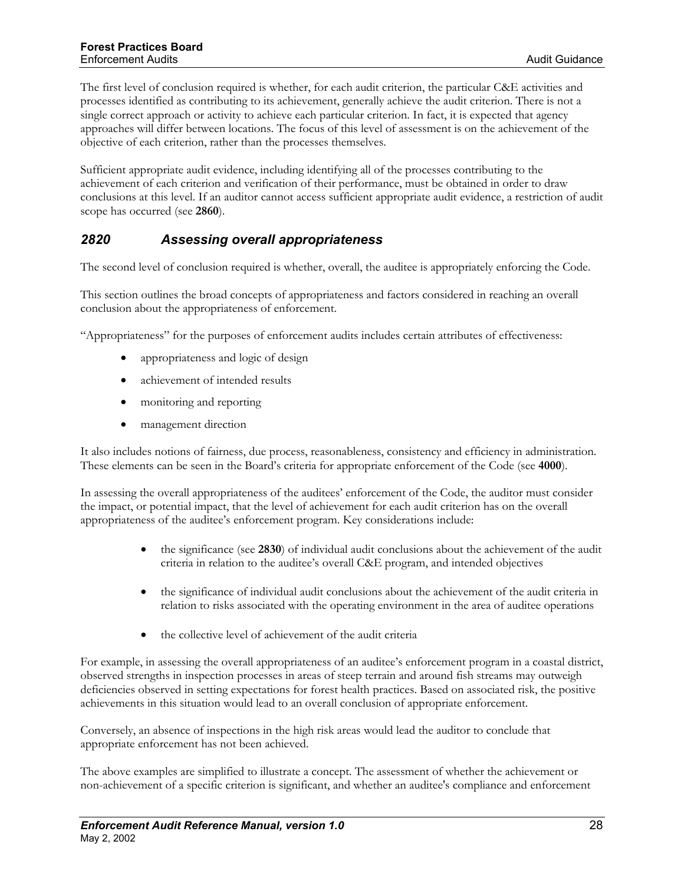The first level of conclusion required is whether, for each audit criterion, the particular C&E activities and processes identified as contributing to its achievement, generally achieve the audit criterion. There is not a single correct approach or activity to achieve each particular criterion. In fact, it is expected that agency approaches will differ between locations. The focus of this level of assessment is on the achievement of the objective of each criterion, rather than the processes themselves.

Sufficient appropriate audit evidence, including identifying all of the processes contributing to the achievement of each criterion and verification of their performance, must be obtained in order to draw conclusions at this level. If an auditor cannot access sufficient appropriate audit evidence, a restriction of audit scope has occurred (see **2860**).

## *2820 Assessing overall appropriateness*

The second level of conclusion required is whether, overall, the auditee is appropriately enforcing the Code.

This section outlines the broad concepts of appropriateness and factors considered in reaching an overall conclusion about the appropriateness of enforcement.

"Appropriateness" for the purposes of enforcement audits includes certain attributes of effectiveness:

- appropriateness and logic of design
- achievement of intended results
- monitoring and reporting
- management direction

It also includes notions of fairness, due process, reasonableness, consistency and efficiency in administration. These elements can be seen in the Board's criteria for appropriate enforcement of the Code (see **4000**).

In assessing the overall appropriateness of the auditees' enforcement of the Code, the auditor must consider the impact, or potential impact, that the level of achievement for each audit criterion has on the overall appropriateness of the auditee's enforcement program. Key considerations include:

- the significance (see **2830**) of individual audit conclusions about the achievement of the audit criteria in relation to the auditee's overall C&E program, and intended objectives
- the significance of individual audit conclusions about the achievement of the audit criteria in relation to risks associated with the operating environment in the area of auditee operations
- the collective level of achievement of the audit criteria

For example, in assessing the overall appropriateness of an auditee's enforcement program in a coastal district, observed strengths in inspection processes in areas of steep terrain and around fish streams may outweigh deficiencies observed in setting expectations for forest health practices. Based on associated risk, the positive achievements in this situation would lead to an overall conclusion of appropriate enforcement.

Conversely, an absence of inspections in the high risk areas would lead the auditor to conclude that appropriate enforcement has not been achieved.

The above examples are simplified to illustrate a concept. The assessment of whether the achievement or non-achievement of a specific criterion is significant, and whether an auditee's compliance and enforcement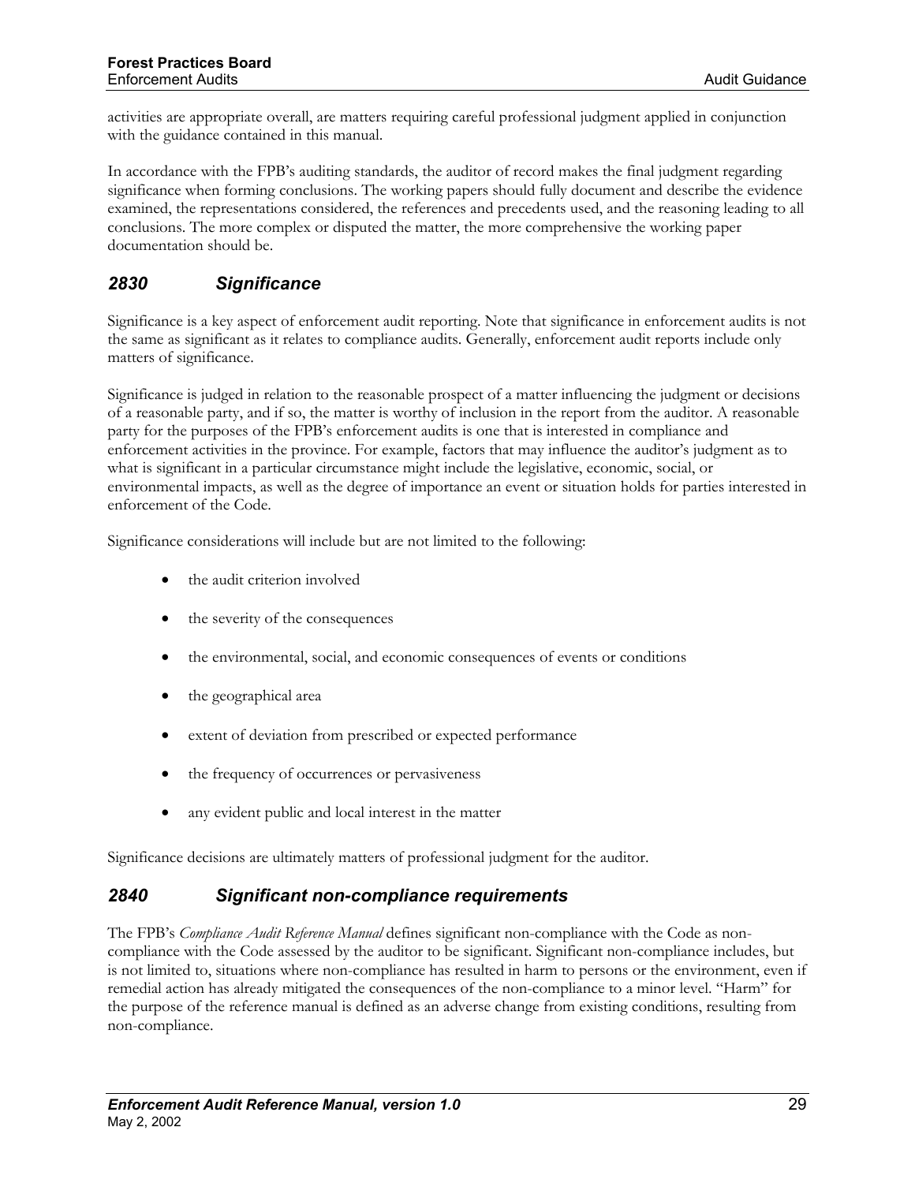activities are appropriate overall, are matters requiring careful professional judgment applied in conjunction with the guidance contained in this manual.

In accordance with the FPB's auditing standards, the auditor of record makes the final judgment regarding significance when forming conclusions. The working papers should fully document and describe the evidence examined, the representations considered, the references and precedents used, and the reasoning leading to all conclusions. The more complex or disputed the matter, the more comprehensive the working paper documentation should be.

## *2830 Significance*

Significance is a key aspect of enforcement audit reporting. Note that significance in enforcement audits is not the same as significant as it relates to compliance audits. Generally, enforcement audit reports include only matters of significance.

Significance is judged in relation to the reasonable prospect of a matter influencing the judgment or decisions of a reasonable party, and if so, the matter is worthy of inclusion in the report from the auditor. A reasonable party for the purposes of the FPB's enforcement audits is one that is interested in compliance and enforcement activities in the province. For example, factors that may influence the auditor's judgment as to what is significant in a particular circumstance might include the legislative, economic, social, or environmental impacts, as well as the degree of importance an event or situation holds for parties interested in enforcement of the Code.

Significance considerations will include but are not limited to the following:

- the audit criterion involved
- the severity of the consequences
- the environmental, social, and economic consequences of events or conditions
- the geographical area
- extent of deviation from prescribed or expected performance
- the frequency of occurrences or pervasiveness
- any evident public and local interest in the matter

Significance decisions are ultimately matters of professional judgment for the auditor.

## *2840 Significant non-compliance requirements*

The FPB's *Compliance Audit Reference Manual* defines significant non-compliance with the Code as non-compliance with the Code assessed by the auditor to be significant. Significant non-compliance includes, but is not limited to, situations where non-compliance has resulted in harm to persons or the environment, even if remedial action has already mitigated the consequences of the non-compliance to a minor level. "Harm" for the purpose of the reference manual is defined as an adverse change from existing conditions, resulting from non-compliance.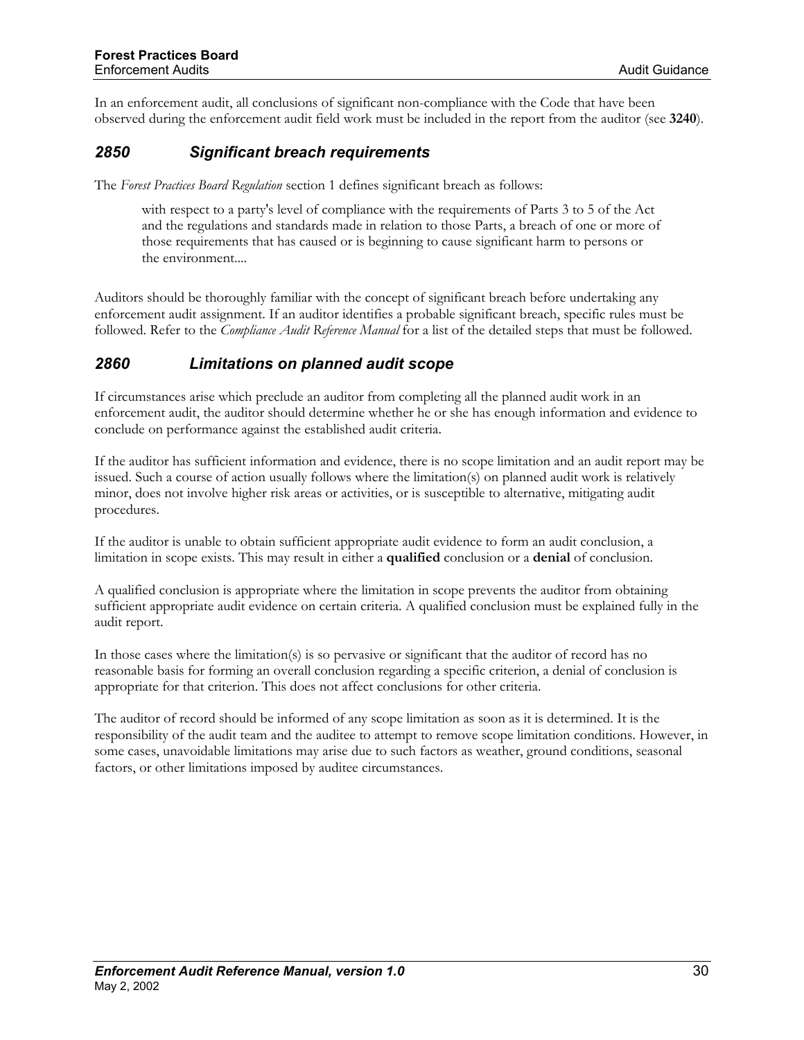In an enforcement audit, all conclusions of significant non-compliance with the Code that have been observed during the enforcement audit field work must be included in the report from the auditor (see **3240**).

### *2850 Significant breach requirements*

The *Forest Practices Board Regulation* section 1 defines significant breach as follows:

> with respect to a party's level of compliance with the requirements of Parts 3 to 5 of the Act and the regulations and standards made in relation to those Parts, a breach of one or more of those requirements that has caused or is beginning to cause significant harm to persons or the environment....

Auditors should be thoroughly familiar with the concept of significant breach before undertaking any enforcement audit assignment. If an auditor identifies a probable significant breach, specific rules must be followed. Refer to the *Compliance Audit Reference Manual* for a list of the detailed steps that must be followed.

### *2860 Limitations on planned audit scope*

If circumstances arise which preclude an auditor from completing all the planned audit work in an enforcement audit, the auditor should determine whether he or she has enough information and evidence to conclude on performance against the established audit criteria.

If the auditor has sufficient information and evidence, there is no scope limitation and an audit report may be issued. Such a course of action usually follows where the limitation(s) on planned audit work is relatively minor, does not involve higher risk areas or activities, or is susceptible to alternative, mitigating audit procedures.

If the auditor is unable to obtain sufficient appropriate audit evidence to form an audit conclusion, a limitation in scope exists. This may result in either a **qualified** conclusion or a **denial** of conclusion.

A qualified conclusion is appropriate where the limitation in scope prevents the auditor from obtaining sufficient appropriate audit evidence on certain criteria. A qualified conclusion must be explained fully in the audit report.

In those cases where the limitation(s) is so pervasive or significant that the auditor of record has no reasonable basis for forming an overall conclusion regarding a specific criterion, a denial of conclusion is appropriate for that criterion. This does not affect conclusions for other criteria.

The auditor of record should be informed of any scope limitation as soon as it is determined. It is the responsibility of the audit team and the auditee to attempt to remove scope limitation conditions. However, in some cases, unavoidable limitations may arise due to such factors as weather, ground conditions, seasonal factors, or other limitations imposed by auditee circumstances.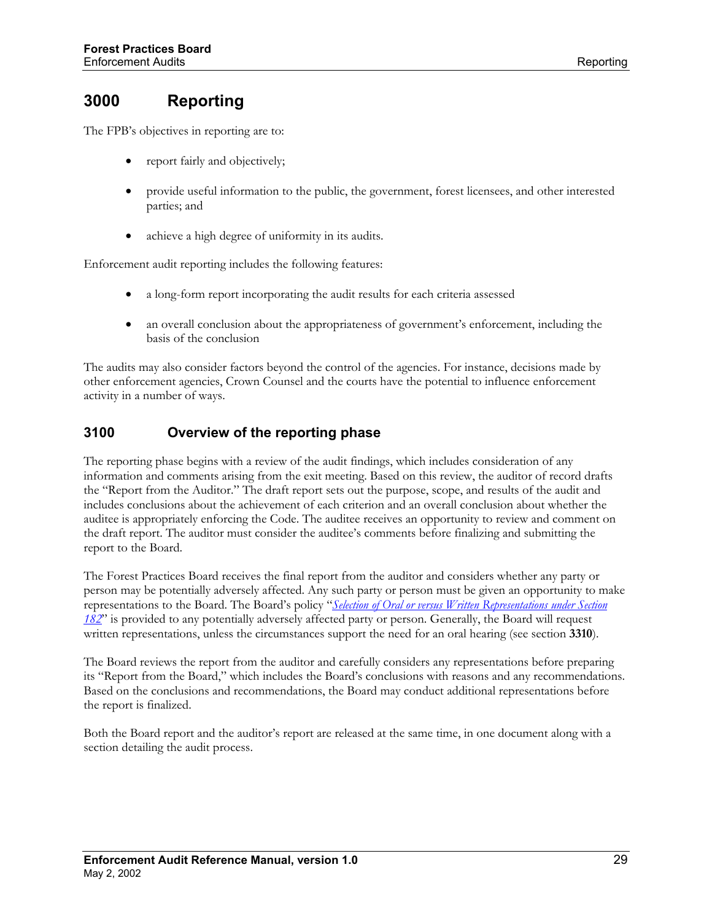# 3000 Reporting

The FPB's objectives in reporting are to:

- report fairly and objectively;
- provide useful information to the public, the government, forest licensees, and other interested parties; and
- achieve a high degree of uniformity in its audits.

Enforcement audit reporting includes the following features:

- a long-form report incorporating the audit results for each criteria assessed
- an overall conclusion about the appropriateness of government's enforcement, including the basis of the conclusion

The audits may also consider factors beyond the control of the agencies. For instance, decisions made by other enforcement agencies, Crown Counsel and the courts have the potential to influence enforcement activity in a number of ways.

## 3100 Overview of the reporting phase

The reporting phase begins with a review of the audit findings, which includes consideration of any information and comments arising from the exit meeting. Based on this review, the auditor of record drafts the "Report from the Auditor." The draft report sets out the purpose, scope, and results of the audit and includes conclusions about the achievement of each criterion and an overall conclusion about whether the auditee is appropriately enforcing the Code. The auditee receives an opportunity to review and comment on the draft report. The auditor must consider the auditee's comments before finalizing and submitting the report to the Board.

The Forest Practices Board receives the final report from the auditor and considers whether any party or person may be potentially adversely affected. Any such party or person must be given an opportunity to make representations to the Board. The Board's policy "*Selection of Oral or versus Written Representations under Section 182*" is provided to any potentially adversely affected party or person. Generally, the Board will request written representations, unless the circumstances support the need for an oral hearing (see section **3310**).

The Board reviews the report from the auditor and carefully considers any representations before preparing its "Report from the Board," which includes the Board's conclusions with reasons and any recommendations. Based on the conclusions and recommendations, the Board may conduct additional representations before the report is finalized.

Both the Board report and the auditor's report are released at the same time, in one document along with a section detailing the audit process.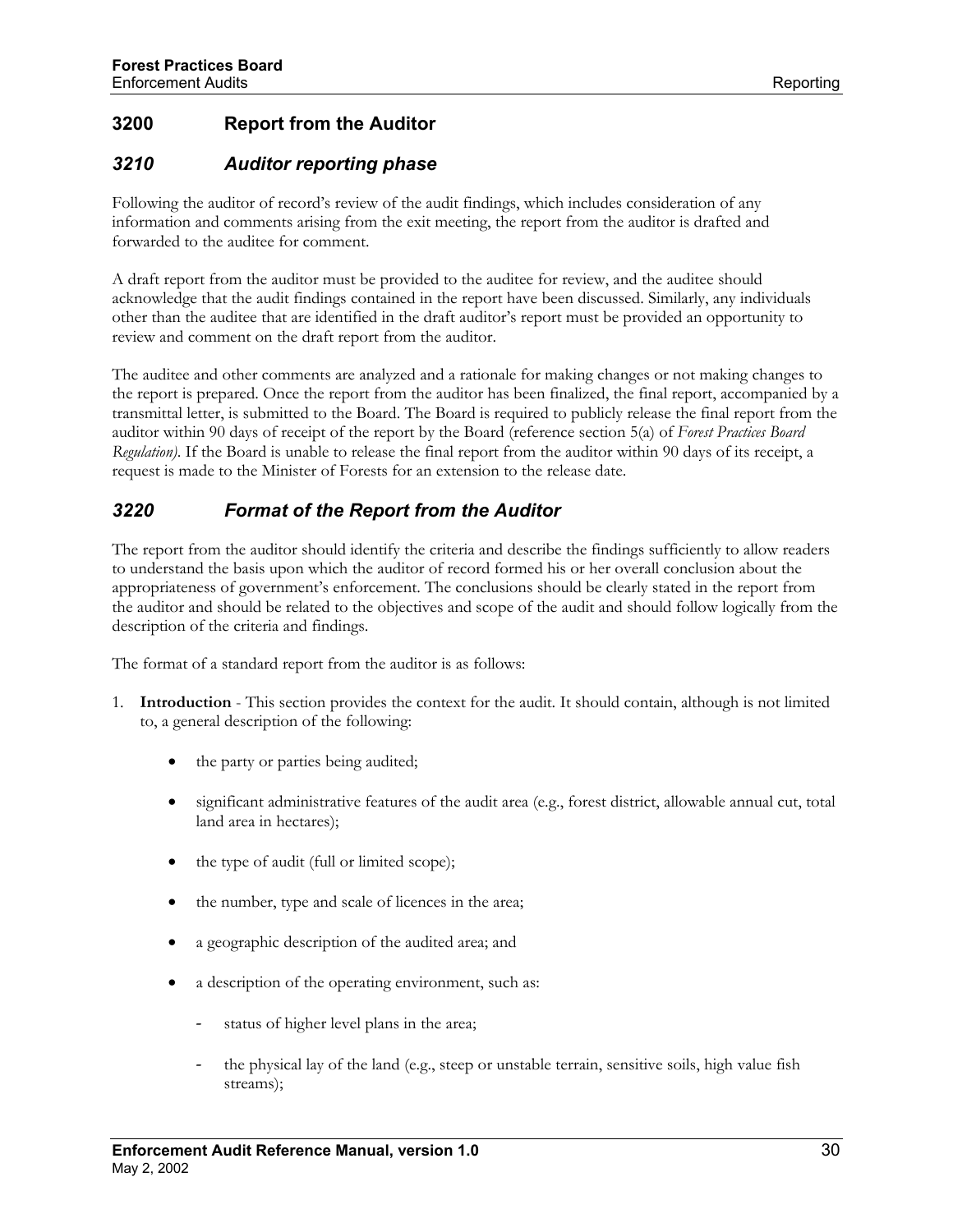## 3200 Report from the Auditor

### *3210 Auditor reporting phase*

Following the auditor of record's review of the audit findings, which includes consideration of any information and comments arising from the exit meeting, the report from the auditor is drafted and forwarded to the auditee for comment.

A draft report from the auditor must be provided to the auditee for review, and the auditee should acknowledge that the audit findings contained in the report have been discussed. Similarly, any individuals other than the auditee that are identified in the draft auditor's report must be provided an opportunity to review and comment on the draft report from the auditor.

The auditee and other comments are analyzed and a rationale for making changes or not making changes to the report is prepared. Once the report from the auditor has been finalized, the final report, accompanied by a transmittal letter, is submitted to the Board. The Board is required to publicly release the final report from the auditor within 90 days of receipt of the report by the Board (reference section 5(a) of *Forest Practices Board Regulation)*. If the Board is unable to release the final report from the auditor within 90 days of its receipt, a request is made to the Minister of Forests for an extension to the release date.

### *3220 Format of the Report from the Auditor*

The report from the auditor should identify the criteria and describe the findings sufficiently to allow readers to understand the basis upon which the auditor of record formed his or her overall conclusion about the appropriateness of government's enforcement. The conclusions should be clearly stated in the report from the auditor and should be related to the objectives and scope of the audit and should follow logically from the description of the criteria and findings.

The format of a standard report from the auditor is as follows:

1. **Introduction** - This section provides the context for the audit. It should contain, although is not limited to, a general description of the following:

   - the party or parties being audited;
   - significant administrative features of the audit area (e.g., forest district, allowable annual cut, total land area in hectares);
   - the type of audit (full or limited scope);
   - the number, type and scale of licences in the area;
   - a geographic description of the audited area; and
   - a description of the operating environment, such as:
     - status of higher level plans in the area;
     - the physical lay of the land (e.g., steep or unstable terrain, sensitive soils, high value fish streams);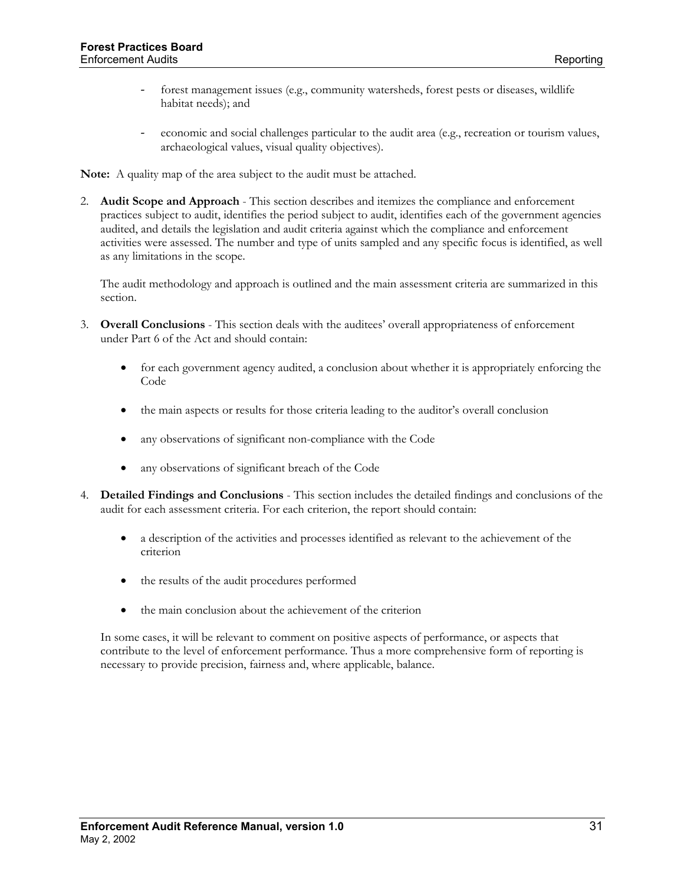- forest management issues (e.g., community watersheds, forest pests or diseases, wildlife habitat needs); and

   - economic and social challenges particular to the audit area (e.g., recreation or tourism values, archaeological values, visual quality objectives).

**Note:** A quality map of the area subject to the audit must be attached.

2. **Audit Scope and Approach** - This section describes and itemizes the compliance and enforcement practices subject to audit, identifies the period subject to audit, identifies each of the government agencies audited, and details the legislation and audit criteria against which the compliance and enforcement activities were assessed. The number and type of units sampled and any specific focus is identified, as well as any limitations in the scope.

   The audit methodology and approach is outlined and the main assessment criteria are summarized in this section.

3. **Overall Conclusions** - This section deals with the auditees' overall appropriateness of enforcement under Part 6 of the Act and should contain:

   - for each government agency audited, a conclusion about whether it is appropriately enforcing the Code
   - the main aspects or results for those criteria leading to the auditor's overall conclusion
   - any observations of significant non-compliance with the Code
   - any observations of significant breach of the Code

4. **Detailed Findings and Conclusions** - This section includes the detailed findings and conclusions of the audit for each assessment criteria. For each criterion, the report should contain:

   - a description of the activities and processes identified as relevant to the achievement of the criterion
   - the results of the audit procedures performed
   - the main conclusion about the achievement of the criterion

   In some cases, it will be relevant to comment on positive aspects of performance, or aspects that contribute to the level of enforcement performance. Thus a more comprehensive form of reporting is necessary to provide precision, fairness and, where applicable, balance.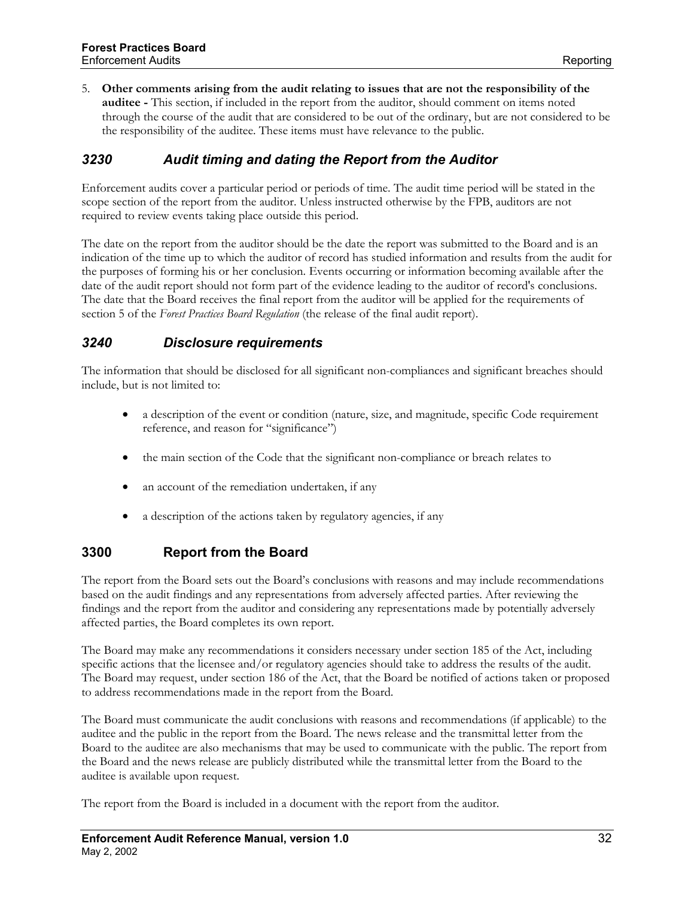5. **Other comments arising from the audit relating to issues that are not the responsibility of the auditee -** This section, if included in the report from the auditor, should comment on items noted through the course of the audit that are considered to be out of the ordinary, but are not considered to be the responsibility of the auditee. These items must have relevance to the public.

### *3230 Audit timing and dating the Report from the Auditor*

Enforcement audits cover a particular period or periods of time. The audit time period will be stated in the scope section of the report from the auditor. Unless instructed otherwise by the FPB, auditors are not required to review events taking place outside this period.

The date on the report from the auditor should be the date the report was submitted to the Board and is an indication of the time up to which the auditor of record has studied information and results from the audit for the purposes of forming his or her conclusion. Events occurring or information becoming available after the date of the audit report should not form part of the evidence leading to the auditor of record's conclusions. The date that the Board receives the final report from the auditor will be applied for the requirements of section 5 of the *Forest Practices Board Regulation* (the release of the final audit report).

### *3240 Disclosure requirements*

The information that should be disclosed for all significant non-compliances and significant breaches should include, but is not limited to:

- a description of the event or condition (nature, size, and magnitude, specific Code requirement reference, and reason for "significance")
- the main section of the Code that the significant non-compliance or breach relates to
- an account of the remediation undertaken, if any
- a description of the actions taken by regulatory agencies, if any

## 3300 Report from the Board

The report from the Board sets out the Board's conclusions with reasons and may include recommendations based on the audit findings and any representations from adversely affected parties. After reviewing the findings and the report from the auditor and considering any representations made by potentially adversely affected parties, the Board completes its own report.

The Board may make any recommendations it considers necessary under section 185 of the Act, including specific actions that the licensee and/or regulatory agencies should take to address the results of the audit. The Board may request, under section 186 of the Act, that the Board be notified of actions taken or proposed to address recommendations made in the report from the Board.

The Board must communicate the audit conclusions with reasons and recommendations (if applicable) to the auditee and the public in the report from the Board. The news release and the transmittal letter from the Board to the auditee are also mechanisms that may be used to communicate with the public. The report from the Board and the news release are publicly distributed while the transmittal letter from the Board to the auditee is available upon request.

The report from the Board is included in a document with the report from the auditor.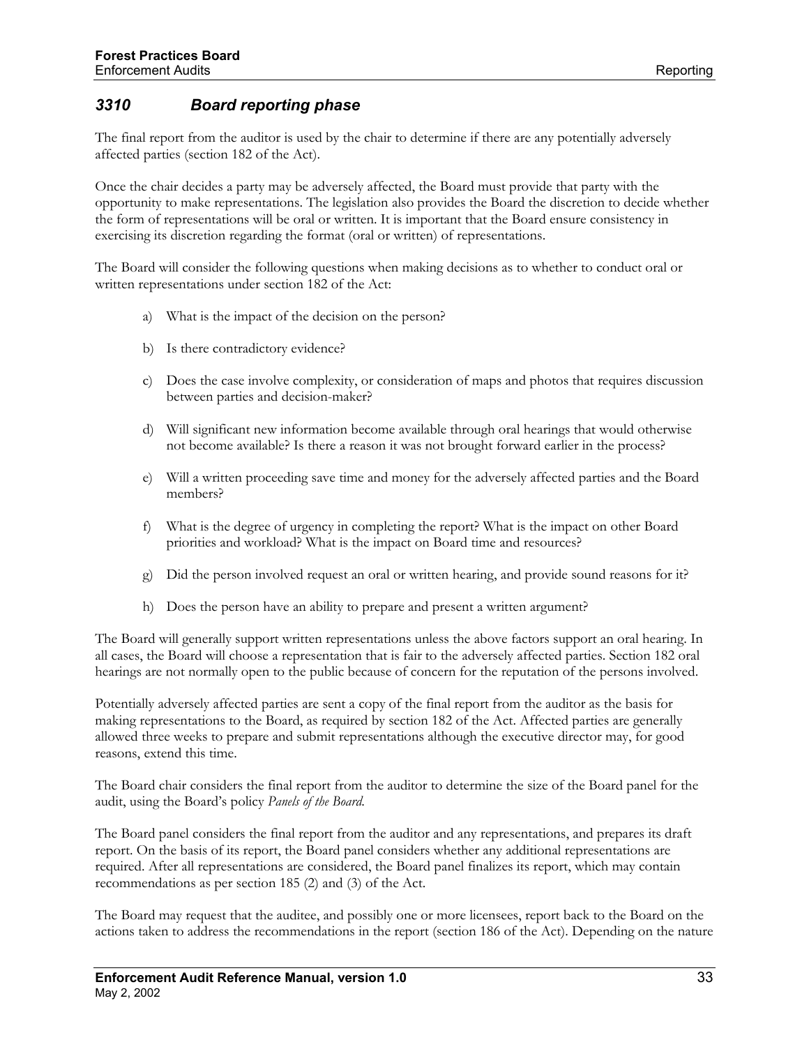## *3310 Board reporting phase*

The final report from the auditor is used by the chair to determine if there are any potentially adversely affected parties (section 182 of the Act).

Once the chair decides a party may be adversely affected, the Board must provide that party with the opportunity to make representations. The legislation also provides the Board the discretion to decide whether the form of representations will be oral or written. It is important that the Board ensure consistency in exercising its discretion regarding the format (oral or written) of representations.

The Board will consider the following questions when making decisions as to whether to conduct oral or written representations under section 182 of the Act:

a) What is the impact of the decision on the person?

b) Is there contradictory evidence?

c) Does the case involve complexity, or consideration of maps and photos that requires discussion between parties and decision-maker?

d) Will significant new information become available through oral hearings that would otherwise not become available? Is there a reason it was not brought forward earlier in the process?

e) Will a written proceeding save time and money for the adversely affected parties and the Board members?

f) What is the degree of urgency in completing the report? What is the impact on other Board priorities and workload? What is the impact on Board time and resources?

g) Did the person involved request an oral or written hearing, and provide sound reasons for it?

h) Does the person have an ability to prepare and present a written argument?

The Board will generally support written representations unless the above factors support an oral hearing. In all cases, the Board will choose a representation that is fair to the adversely affected parties. Section 182 oral hearings are not normally open to the public because of concern for the reputation of the persons involved.

Potentially adversely affected parties are sent a copy of the final report from the auditor as the basis for making representations to the Board, as required by section 182 of the Act. Affected parties are generally allowed three weeks to prepare and submit representations although the executive director may, for good reasons, extend this time.

The Board chair considers the final report from the auditor to determine the size of the Board panel for the audit, using the Board's policy *Panels of the Board.*

The Board panel considers the final report from the auditor and any representations, and prepares its draft report. On the basis of its report, the Board panel considers whether any additional representations are required. After all representations are considered, the Board panel finalizes its report, which may contain recommendations as per section 185 (2) and (3) of the Act.

The Board may request that the auditee, and possibly one or more licensees, report back to the Board on the actions taken to address the recommendations in the report (section 186 of the Act). Depending on the nature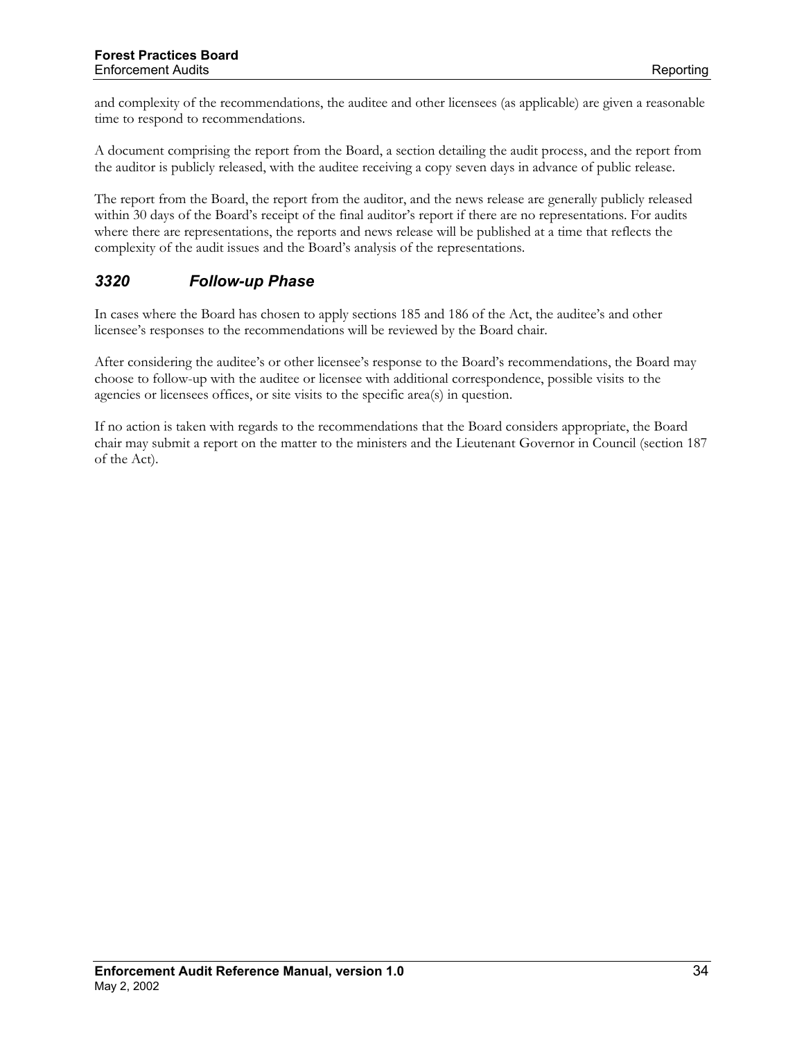and complexity of the recommendations, the auditee and other licensees (as applicable) are given a reasonable time to respond to recommendations.

A document comprising the report from the Board, a section detailing the audit process, and the report from the auditor is publicly released, with the auditee receiving a copy seven days in advance of public release.

The report from the Board, the report from the auditor, and the news release are generally publicly released within 30 days of the Board's receipt of the final auditor's report if there are no representations. For audits where there are representations, the reports and news release will be published at a time that reflects the complexity of the audit issues and the Board's analysis of the representations.

### *3320 Follow-up Phase*

In cases where the Board has chosen to apply sections 185 and 186 of the Act, the auditee's and other licensee's responses to the recommendations will be reviewed by the Board chair.

After considering the auditee's or other licensee's response to the Board's recommendations, the Board may choose to follow-up with the auditee or licensee with additional correspondence, possible visits to the agencies or licensees offices, or site visits to the specific area(s) in question.

If no action is taken with regards to the recommendations that the Board considers appropriate, the Board chair may submit a report on the matter to the ministers and the Lieutenant Governor in Council (section 187 of the Act).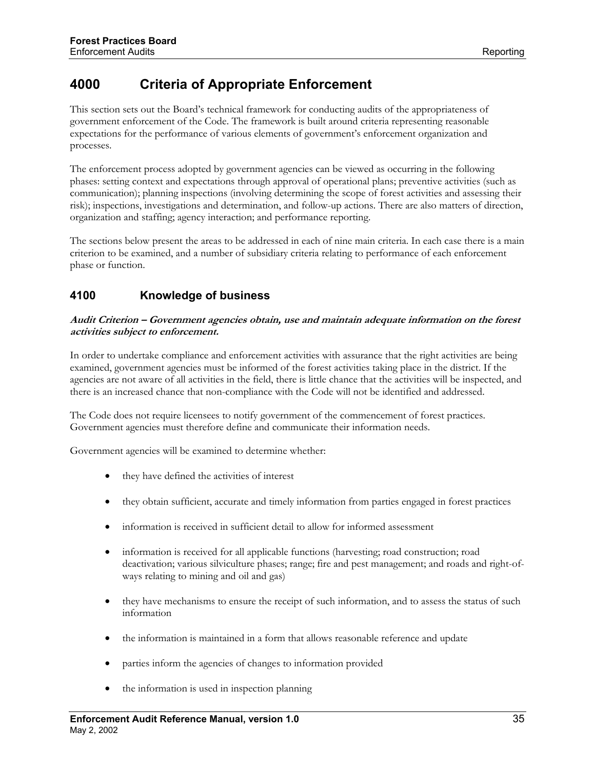## 4000 Criteria of Appropriate Enforcement

This section sets out the Board's technical framework for conducting audits of the appropriateness of government enforcement of the Code. The framework is built around criteria representing reasonable expectations for the performance of various elements of government's enforcement organization and processes.

The enforcement process adopted by government agencies can be viewed as occurring in the following phases: setting context and expectations through approval of operational plans; preventive activities (such as communication); planning inspections (involving determining the scope of forest activities and assessing their risk); inspections, investigations and determination, and follow-up actions. There are also matters of direction, organization and staffing; agency interaction; and performance reporting.

The sections below present the areas to be addressed in each of nine main criteria. In each case there is a main criterion to be examined, and a number of subsidiary criteria relating to performance of each enforcement phase or function.

### 4100 Knowledge of business

***Audit Criterion – Government agencies obtain, use and maintain adequate information on the forest activities subject to enforcement.***

In order to undertake compliance and enforcement activities with assurance that the right activities are being examined, government agencies must be informed of the forest activities taking place in the district. If the agencies are not aware of all activities in the field, there is little chance that the activities will be inspected, and there is an increased chance that non-compliance with the Code will not be identified and addressed.

The Code does not require licensees to notify government of the commencement of forest practices. Government agencies must therefore define and communicate their information needs.

Government agencies will be examined to determine whether:

- they have defined the activities of interest
- they obtain sufficient, accurate and timely information from parties engaged in forest practices
- information is received in sufficient detail to allow for informed assessment
- information is received for all applicable functions (harvesting; road construction; road deactivation; various silviculture phases; range; fire and pest management; and roads and right-of-ways relating to mining and oil and gas)
- they have mechanisms to ensure the receipt of such information, and to assess the status of such information
- the information is maintained in a form that allows reasonable reference and update
- parties inform the agencies of changes to information provided
- the information is used in inspection planning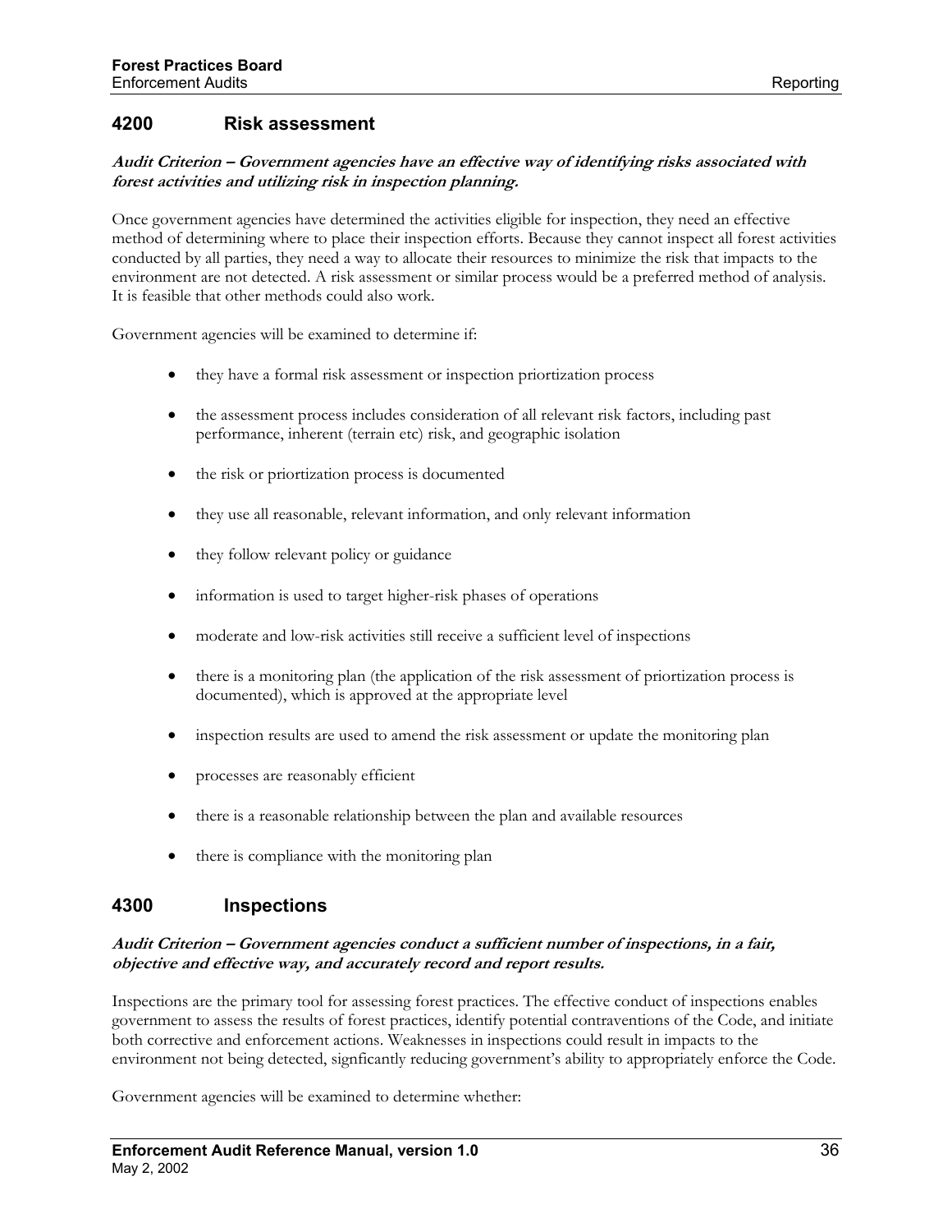## 4200 Risk assessment

***Audit Criterion – Government agencies have an effective way of identifying risks associated with forest activities and utilizing risk in inspection planning.***

Once government agencies have determined the activities eligible for inspection, they need an effective method of determining where to place their inspection efforts. Because they cannot inspect all forest activities conducted by all parties, they need a way to allocate their resources to minimize the risk that impacts to the environment are not detected. A risk assessment or similar process would be a preferred method of analysis. It is feasible that other methods could also work.

Government agencies will be examined to determine if:

- they have a formal risk assessment or inspection priortization process
- the assessment process includes consideration of all relevant risk factors, including past performance, inherent (terrain etc) risk, and geographic isolation
- the risk or priortization process is documented
- they use all reasonable, relevant information, and only relevant information
- they follow relevant policy or guidance
- information is used to target higher-risk phases of operations
- moderate and low-risk activities still receive a sufficient level of inspections
- there is a monitoring plan (the application of the risk assessment of priortization process is documented), which is approved at the appropriate level
- inspection results are used to amend the risk assessment or update the monitoring plan
- processes are reasonably efficient
- there is a reasonable relationship between the plan and available resources
- there is compliance with the monitoring plan

## 4300 Inspections

***Audit Criterion – Government agencies conduct a sufficient number of inspections, in a fair, objective and effective way, and accurately record and report results.***

Inspections are the primary tool for assessing forest practices. The effective conduct of inspections enables government to assess the results of forest practices, identify potential contraventions of the Code, and initiate both corrective and enforcement actions. Weaknesses in inspections could result in impacts to the environment not being detected, signficantly reducing government's ability to appropriately enforce the Code.

Government agencies will be examined to determine whether: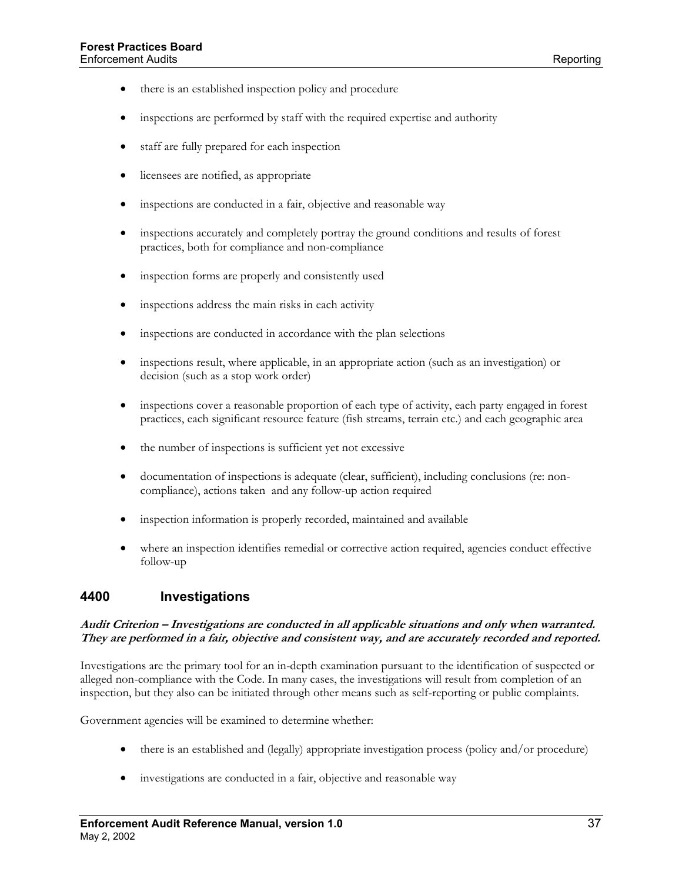- there is an established inspection policy and procedure
- inspections are performed by staff with the required expertise and authority
- staff are fully prepared for each inspection
- licensees are notified, as appropriate
- inspections are conducted in a fair, objective and reasonable way
- inspections accurately and completely portray the ground conditions and results of forest practices, both for compliance and non-compliance
- inspection forms are properly and consistently used
- inspections address the main risks in each activity
- inspections are conducted in accordance with the plan selections
- inspections result, where applicable, in an appropriate action (such as an investigation) or decision (such as a stop work order)
- inspections cover a reasonable proportion of each type of activity, each party engaged in forest practices, each significant resource feature (fish streams, terrain etc.) and each geographic area
- the number of inspections is sufficient yet not excessive
- documentation of inspections is adequate (clear, sufficient), including conclusions (re: non-compliance), actions taken and any follow-up action required
- inspection information is properly recorded, maintained and available
- where an inspection identifies remedial or corrective action required, agencies conduct effective follow-up

## 4400 Investigations

***Audit Criterion – Investigations are conducted in all applicable situations and only when warranted. They are performed in a fair, objective and consistent way, and are accurately recorded and reported.***

Investigations are the primary tool for an in-depth examination pursuant to the identification of suspected or alleged non-compliance with the Code. In many cases, the investigations will result from completion of an inspection, but they also can be initiated through other means such as self-reporting or public complaints.

Government agencies will be examined to determine whether:

- there is an established and (legally) appropriate investigation process (policy and/or procedure)
- investigations are conducted in a fair, objective and reasonable way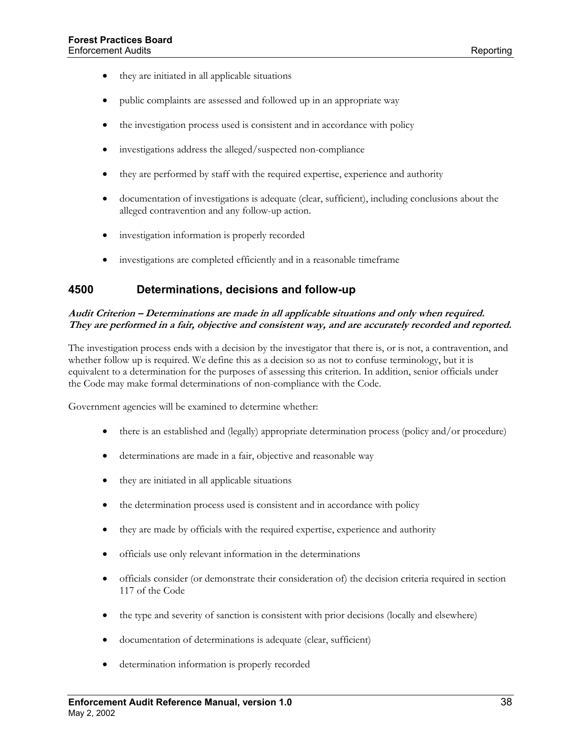- they are initiated in all applicable situations

- public complaints are assessed and followed up in an appropriate way

- the investigation process used is consistent and in accordance with policy

- investigations address the alleged/suspected non-compliance

- they are performed by staff with the required expertise, experience and authority

- documentation of investigations is adequate (clear, sufficient), including conclusions about the alleged contravention and any follow-up action.

- investigation information is properly recorded

- investigations are completed efficiently and in a reasonable timeframe

## 4500 Determinations, decisions and follow-up

***Audit Criterion – Determinations are made in all applicable situations and only when required. They are performed in a fair, objective and consistent way, and are accurately recorded and reported.***

The investigation process ends with a decision by the investigator that there is, or is not, a contravention, and whether follow up is required. We define this as a decision so as not to confuse terminology, but it is equivalent to a determination for the purposes of assessing this criterion. In addition, senior officials under the Code may make formal determinations of non-compliance with the Code.

Government agencies will be examined to determine whether:

- there is an established and (legally) appropriate determination process (policy and/or procedure)

- determinations are made in a fair, objective and reasonable way

- they are initiated in all applicable situations

- the determination process used is consistent and in accordance with policy

- they are made by officials with the required expertise, experience and authority

- officials use only relevant information in the determinations

- officials consider (or demonstrate their consideration of) the decision criteria required in section 117 of the Code

- the type and severity of sanction is consistent with prior decisions (locally and elsewhere)

- documentation of determinations is adequate (clear, sufficient)

- determination information is properly recorded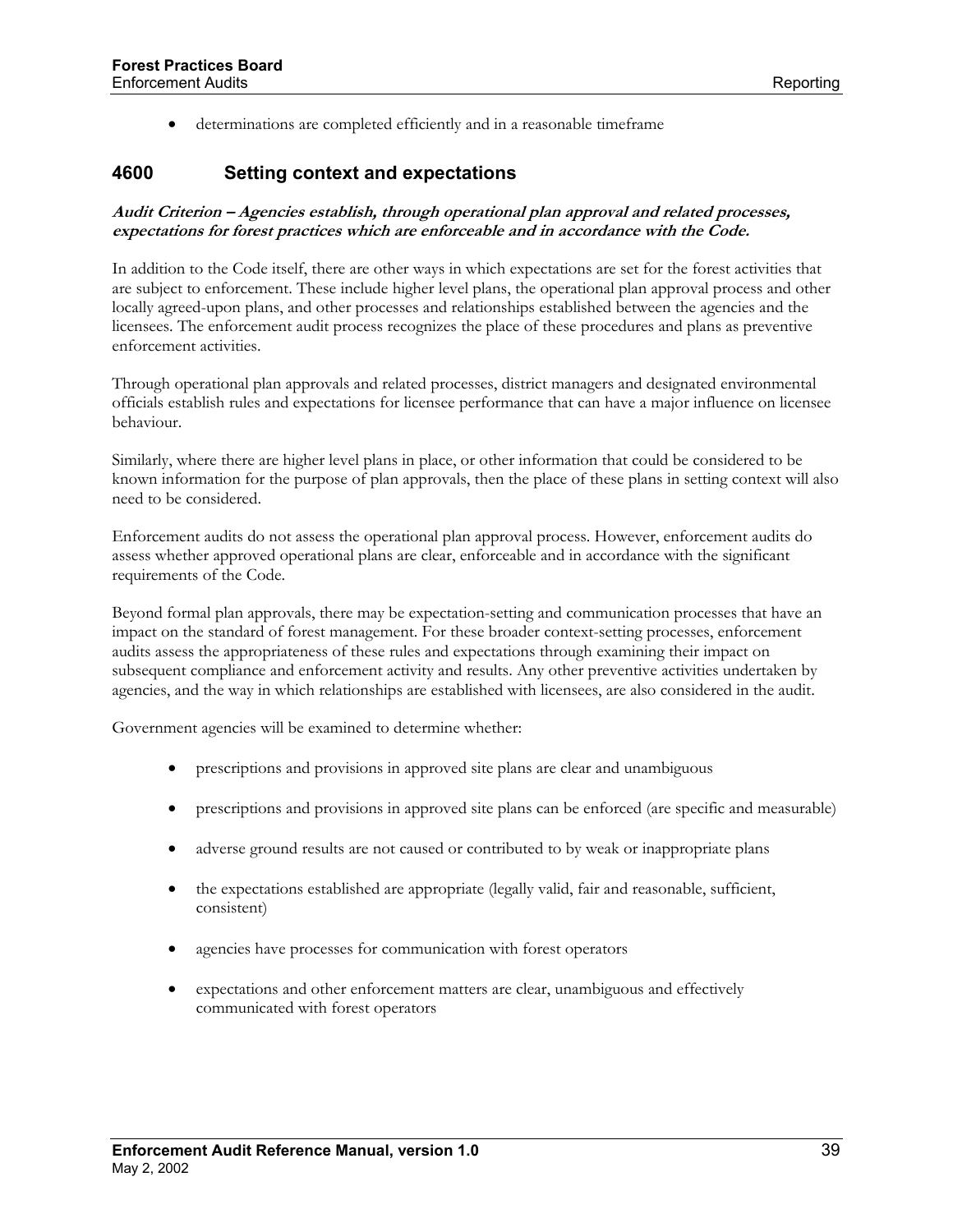- determinations are completed efficiently and in a reasonable timeframe

## 4600 Setting context and expectations

***Audit Criterion – Agencies establish, through operational plan approval and related processes, expectations for forest practices which are enforceable and in accordance with the Code.***

In addition to the Code itself, there are other ways in which expectations are set for the forest activities that are subject to enforcement. These include higher level plans, the operational plan approval process and other locally agreed-upon plans, and other processes and relationships established between the agencies and the licensees. The enforcement audit process recognizes the place of these procedures and plans as preventive enforcement activities.

Through operational plan approvals and related processes, district managers and designated environmental officials establish rules and expectations for licensee performance that can have a major influence on licensee behaviour.

Similarly, where there are higher level plans in place, or other information that could be considered to be known information for the purpose of plan approvals, then the place of these plans in setting context will also need to be considered.

Enforcement audits do not assess the operational plan approval process. However, enforcement audits do assess whether approved operational plans are clear, enforceable and in accordance with the significant requirements of the Code.

Beyond formal plan approvals, there may be expectation-setting and communication processes that have an impact on the standard of forest management. For these broader context-setting processes, enforcement audits assess the appropriateness of these rules and expectations through examining their impact on subsequent compliance and enforcement activity and results. Any other preventive activities undertaken by agencies, and the way in which relationships are established with licensees, are also considered in the audit.

Government agencies will be examined to determine whether:

- prescriptions and provisions in approved site plans are clear and unambiguous
- prescriptions and provisions in approved site plans can be enforced (are specific and measurable)
- adverse ground results are not caused or contributed to by weak or inappropriate plans
- the expectations established are appropriate (legally valid, fair and reasonable, sufficient, consistent)
- agencies have processes for communication with forest operators
- expectations and other enforcement matters are clear, unambiguous and effectively communicated with forest operators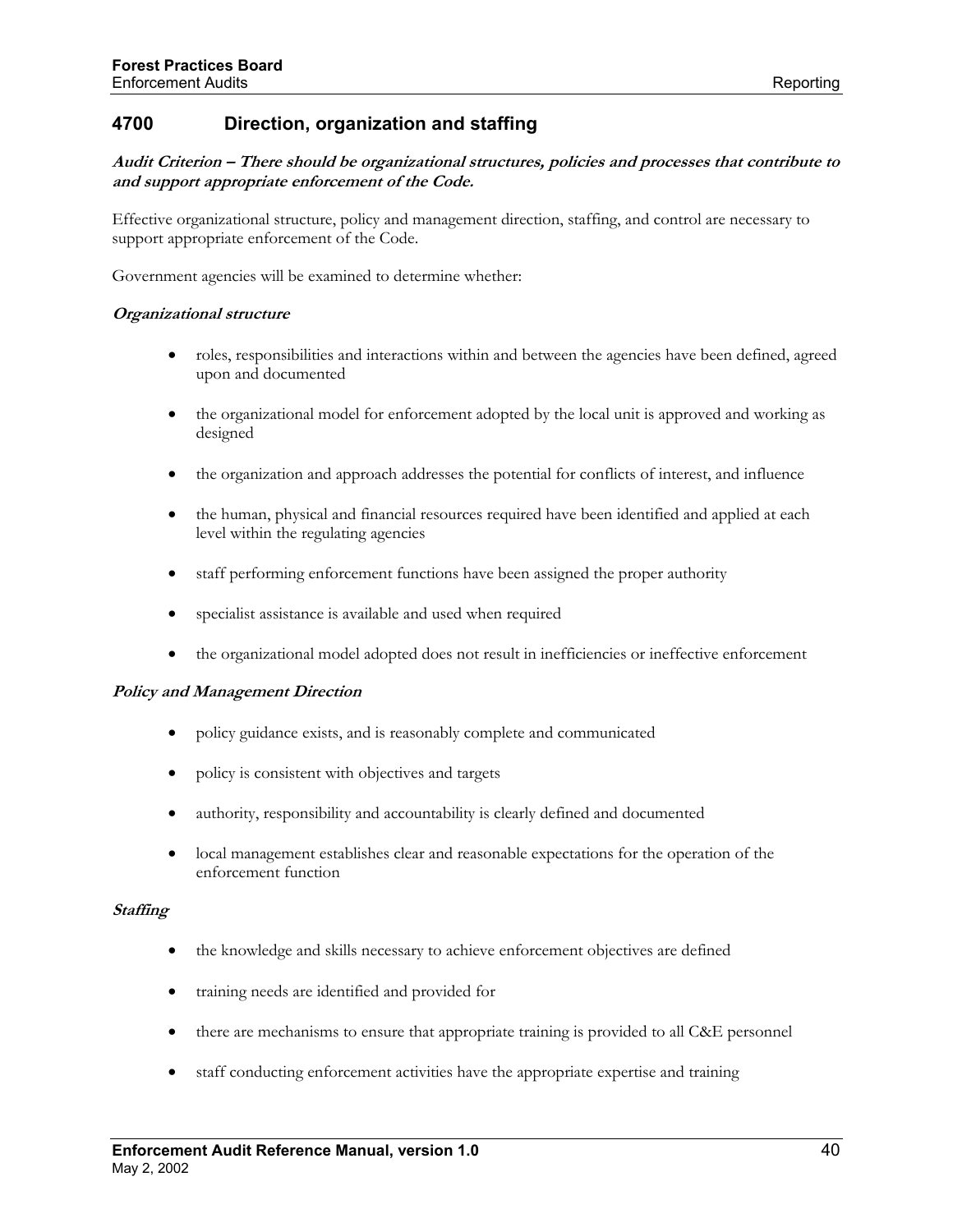## 4700 Direction, organization and staffing

***Audit Criterion – There should be organizational structures, policies and processes that contribute to and support appropriate enforcement of the Code.***

Effective organizational structure, policy and management direction, staffing, and control are necessary to support appropriate enforcement of the Code.

Government agencies will be examined to determine whether:

***Organizational structure***

- roles, responsibilities and interactions within and between the agencies have been defined, agreed upon and documented
- the organizational model for enforcement adopted by the local unit is approved and working as designed
- the organization and approach addresses the potential for conflicts of interest, and influence
- the human, physical and financial resources required have been identified and applied at each level within the regulating agencies
- staff performing enforcement functions have been assigned the proper authority
- specialist assistance is available and used when required
- the organizational model adopted does not result in inefficiencies or ineffective enforcement

***Policy and Management Direction***

- policy guidance exists, and is reasonably complete and communicated
- policy is consistent with objectives and targets
- authority, responsibility and accountability is clearly defined and documented
- local management establishes clear and reasonable expectations for the operation of the enforcement function

***Staffing***

- the knowledge and skills necessary to achieve enforcement objectives are defined
- training needs are identified and provided for
- there are mechanisms to ensure that appropriate training is provided to all C&E personnel
- staff conducting enforcement activities have the appropriate expertise and training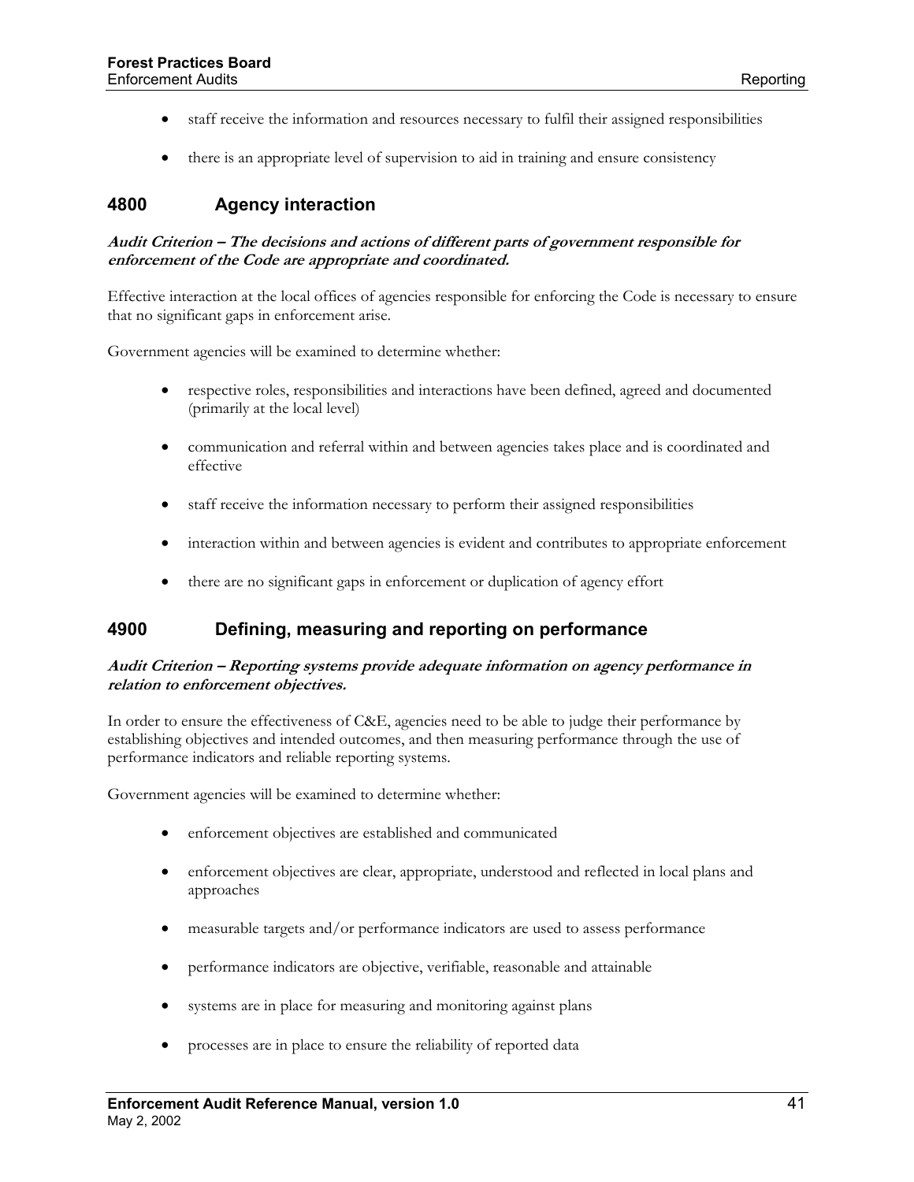- staff receive the information and resources necessary to fulfil their assigned responsibilities
- there is an appropriate level of supervision to aid in training and ensure consistency

## 4800 Agency interaction

***Audit Criterion – The decisions and actions of different parts of government responsible for enforcement of the Code are appropriate and coordinated.***

Effective interaction at the local offices of agencies responsible for enforcing the Code is necessary to ensure that no significant gaps in enforcement arise.

Government agencies will be examined to determine whether:

- respective roles, responsibilities and interactions have been defined, agreed and documented (primarily at the local level)
- communication and referral within and between agencies takes place and is coordinated and effective
- staff receive the information necessary to perform their assigned responsibilities
- interaction within and between agencies is evident and contributes to appropriate enforcement
- there are no significant gaps in enforcement or duplication of agency effort

## 4900 Defining, measuring and reporting on performance

***Audit Criterion – Reporting systems provide adequate information on agency performance in relation to enforcement objectives.***

In order to ensure the effectiveness of C&E, agencies need to be able to judge their performance by establishing objectives and intended outcomes, and then measuring performance through the use of performance indicators and reliable reporting systems.

Government agencies will be examined to determine whether:

- enforcement objectives are established and communicated
- enforcement objectives are clear, appropriate, understood and reflected in local plans and approaches
- measurable targets and/or performance indicators are used to assess performance
- performance indicators are objective, verifiable, reasonable and attainable
- systems are in place for measuring and monitoring against plans
- processes are in place to ensure the reliability of reported data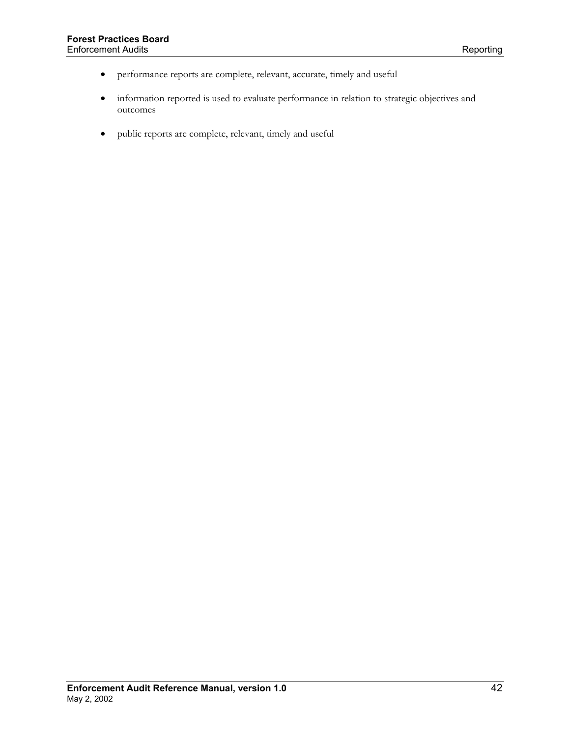- performance reports are complete, relevant, accurate, timely and useful

- information reported is used to evaluate performance in relation to strategic objectives and outcomes

- public reports are complete, relevant, timely and useful